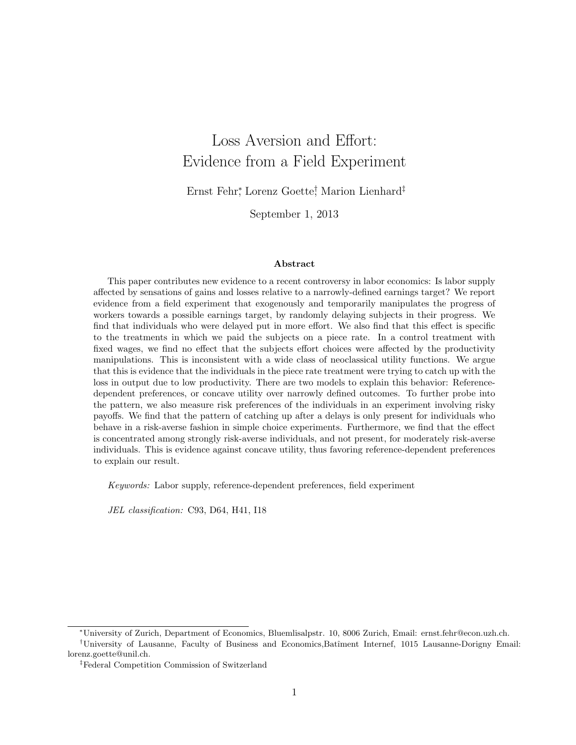# Loss Aversion and Effort: Evidence from a Field Experiment

Ernst Fehr[*], Lorenz Goette[†], Marion Lienhard[‡]

September 1, 2013

### Abstract

This paper contributes new evidence to a recent controversy in labor economics: Is labor supply affected by sensations of gains and losses relative to a narrowly-defined earnings target? We report evidence from a field experiment that exogenously and temporarily manipulates the progress of workers towards a possible earnings target, by randomly delaying subjects in their progress. We find that individuals who were delayed put in more effort. We also find that this effect is specific to the treatments in which we paid the subjects on a piece rate. In a control treatment with fixed wages, we find no effect that the subjects effort choices were affected by the productivity manipulations. This is inconsistent with a wide class of neoclassical utility functions. We argue that this is evidence that the individuals in the piece rate treatment were trying to catch up with the loss in output due to low productivity. There are two models to explain this behavior: Reference-dependent preferences, or concave utility over narrowly defined outcomes. To further probe into the pattern, we also measure risk preferences of the individuals in an experiment involving risky payoffs. We find that the pattern of catching up after a delays is only present for individuals who behave in a risk-averse fashion in simple choice experiments. Furthermore, we find that the effect is concentrated among strongly risk-averse individuals, and not present, for moderately risk-averse individuals. This is evidence against concave utility, thus favoring reference-dependent preferences to explain our result.

*Keywords:* Labor supply, reference-dependent preferences, field experiment

*JEL classification:* C93, D64, H41, I18

---

[*] University of Zurich, Department of Economics, Bluemlisalpstr. 10, 8006 Zurich, Email: ernst.fehr@econ.uzh.ch.

[†] University of Lausanne, Faculty of Business and Economics,Batîment Internef, 1015 Lausanne-Dorigny Email: lorenz.goette@unil.ch.

[‡] Federal Competition Commission of Switzerland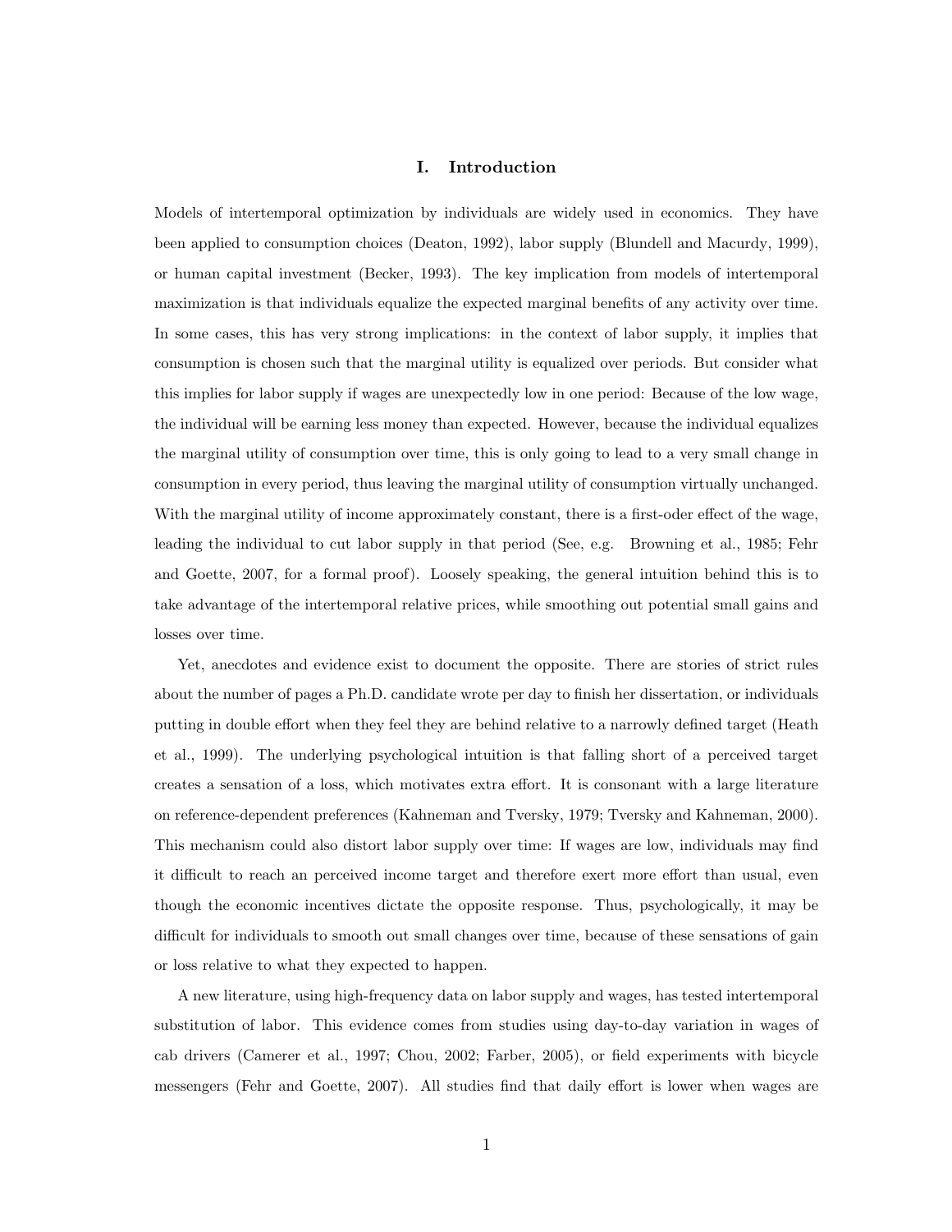## I. Introduction

Models of intertemporal optimization by individuals are widely used in economics. They have been applied to consumption choices (Deaton, 1992), labor supply (Blundell and Macurdy, 1999), or human capital investment (Becker, 1993). The key implication from models of intertemporal maximization is that individuals equalize the expected marginal benefits of any activity over time. In some cases, this has very strong implications: in the context of labor supply, it implies that consumption is chosen such that the marginal utility is equalized over periods. But consider what this implies for labor supply if wages are unexpectedly low in one period: Because of the low wage, the individual will be earning less money than expected. However, because the individual equalizes the marginal utility of consumption over time, this is only going to lead to a very small change in consumption in every period, thus leaving the marginal utility of consumption virtually unchanged. With the marginal utility of income approximately constant, there is a first-oder effect of the wage, leading the individual to cut labor supply in that period (See, e.g. Browning et al., 1985; Fehr and Goette, 2007, for a formal proof). Loosely speaking, the general intuition behind this is to take advantage of the intertemporal relative prices, while smoothing out potential small gains and losses over time.

Yet, anecdotes and evidence exist to document the opposite. There are stories of strict rules about the number of pages a Ph.D. candidate wrote per day to finish her dissertation, or individuals putting in double effort when they feel they are behind relative to a narrowly defined target (Heath et al., 1999). The underlying psychological intuition is that falling short of a perceived target creates a sensation of a loss, which motivates extra effort. It is consonant with a large literature on reference-dependent preferences (Kahneman and Tversky, 1979; Tversky and Kahneman, 2000). This mechanism could also distort labor supply over time: If wages are low, individuals may find it difficult to reach an perceived income target and therefore exert more effort than usual, even though the economic incentives dictate the opposite response. Thus, psychologically, it may be difficult for individuals to smooth out small changes over time, because of these sensations of gain or loss relative to what they expected to happen.

A new literature, using high-frequency data on labor supply and wages, has tested intertemporal substitution of labor. This evidence comes from studies using day-to-day variation in wages of cab drivers (Camerer et al., 1997; Chou, 2002; Farber, 2005), or field experiments with bicycle messengers (Fehr and Goette, 2007). All studies find that daily effort is lower when wages are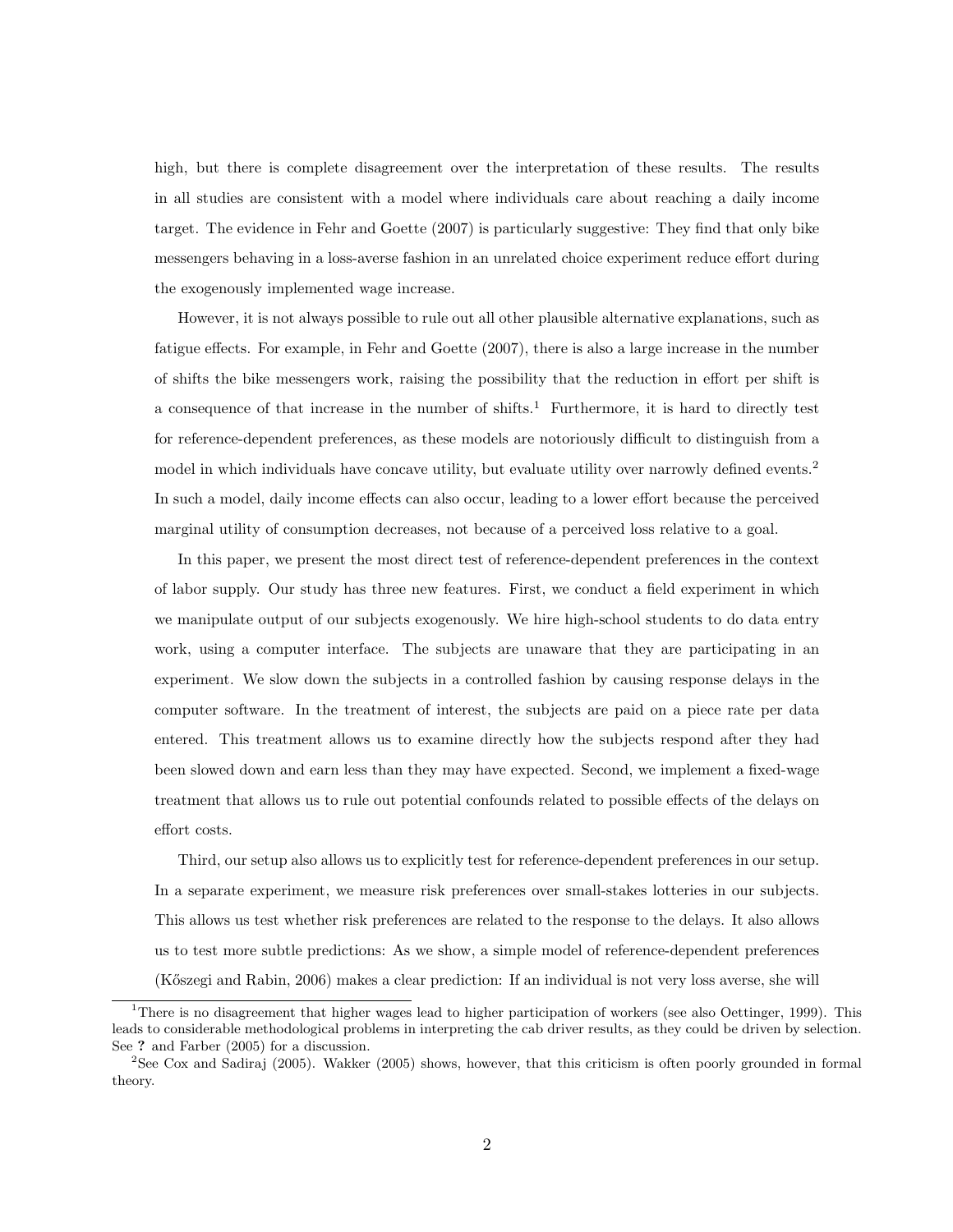high, but there is complete disagreement over the interpretation of these results. The results in all studies are consistent with a model where individuals care about reaching a daily income target. The evidence in Fehr and Goette (2007) is particularly suggestive: They find that only bike messengers behaving in a loss-averse fashion in an unrelated choice experiment reduce effort during the exogenously implemented wage increase.

However, it is not always possible to rule out all other plausible alternative explanations, such as fatigue effects. For example, in Fehr and Goette (2007), there is also a large increase in the number of shifts the bike messengers work, raising the possibility that the reduction in effort per shift is a consequence of that increase in the number of shifts.[1] Furthermore, it is hard to directly test for reference-dependent preferences, as these models are notoriously difficult to distinguish from a model in which individuals have concave utility, but evaluate utility over narrowly defined events.[2] In such a model, daily income effects can also occur, leading to a lower effort because the perceived marginal utility of consumption decreases, not because of a perceived loss relative to a goal.

In this paper, we present the most direct test of reference-dependent preferences in the context of labor supply. Our study has three new features. First, we conduct a field experiment in which we manipulate output of our subjects exogenously. We hire high-school students to do data entry work, using a computer interface. The subjects are unaware that they are participating in an experiment. We slow down the subjects in a controlled fashion by causing response delays in the computer software. In the treatment of interest, the subjects are paid on a piece rate per data entered. This treatment allows us to examine directly how the subjects respond after they had been slowed down and earn less than they may have expected. Second, we implement a fixed-wage treatment that allows us to rule out potential confounds related to possible effects of the delays on effort costs.

Third, our setup also allows us to explicitly test for reference-dependent preferences in our setup. In a separate experiment, we measure risk preferences over small-stakes lotteries in our subjects. This allows us test whether risk preferences are related to the response to the delays. It also allows us to test more subtle predictions: As we show, a simple model of reference-dependent preferences (Kőszegi and Rabin, 2006) makes a clear prediction: If an individual is not very loss averse, she will

[1] There is no disagreement that higher wages lead to higher participation of workers (see also Oettinger, 1999). This leads to considerable methodological problems in interpreting the cab driver results, as they could be driven by selection. See **?** and Farber (2005) for a discussion.

[2] See Cox and Sadiraj (2005). Wakker (2005) shows, however, that this criticism is often poorly grounded in formal theory.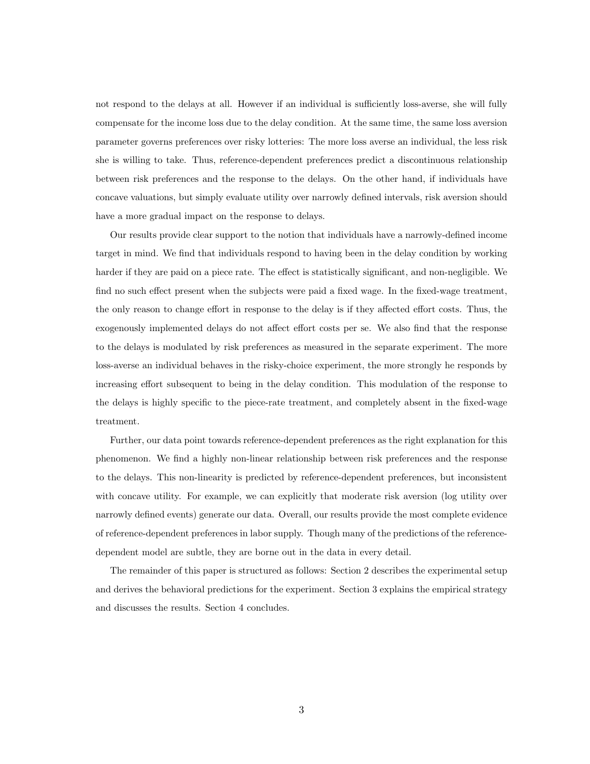not respond to the delays at all. However if an individual is sufficiently loss-averse, she will fully compensate for the income loss due to the delay condition. At the same time, the same loss aversion parameter governs preferences over risky lotteries: The more loss averse an individual, the less risk she is willing to take. Thus, reference-dependent preferences predict a discontinuous relationship between risk preferences and the response to the delays. On the other hand, if individuals have concave valuations, but simply evaluate utility over narrowly defined intervals, risk aversion should have a more gradual impact on the response to delays.

Our results provide clear support to the notion that individuals have a narrowly-defined income target in mind. We find that individuals respond to having been in the delay condition by working harder if they are paid on a piece rate. The effect is statistically significant, and non-negligible. We find no such effect present when the subjects were paid a fixed wage. In the fixed-wage treatment, the only reason to change effort in response to the delay is if they affected effort costs. Thus, the exogenously implemented delays do not affect effort costs per se. We also find that the response to the delays is modulated by risk preferences as measured in the separate experiment. The more loss-averse an individual behaves in the risky-choice experiment, the more strongly he responds by increasing effort subsequent to being in the delay condition. This modulation of the response to the delays is highly specific to the piece-rate treatment, and completely absent in the fixed-wage treatment.

Further, our data point towards reference-dependent preferences as the right explanation for this phenomenon. We find a highly non-linear relationship between risk preferences and the response to the delays. This non-linearity is predicted by reference-dependent preferences, but inconsistent with concave utility. For example, we can explicitly that moderate risk aversion (log utility over narrowly defined events) generate our data. Overall, our results provide the most complete evidence of reference-dependent preferences in labor supply. Though many of the predictions of the reference-dependent model are subtle, they are borne out in the data in every detail.

The remainder of this paper is structured as follows: Section 2 describes the experimental setup and derives the behavioral predictions for the experiment. Section 3 explains the empirical strategy and discusses the results. Section 4 concludes.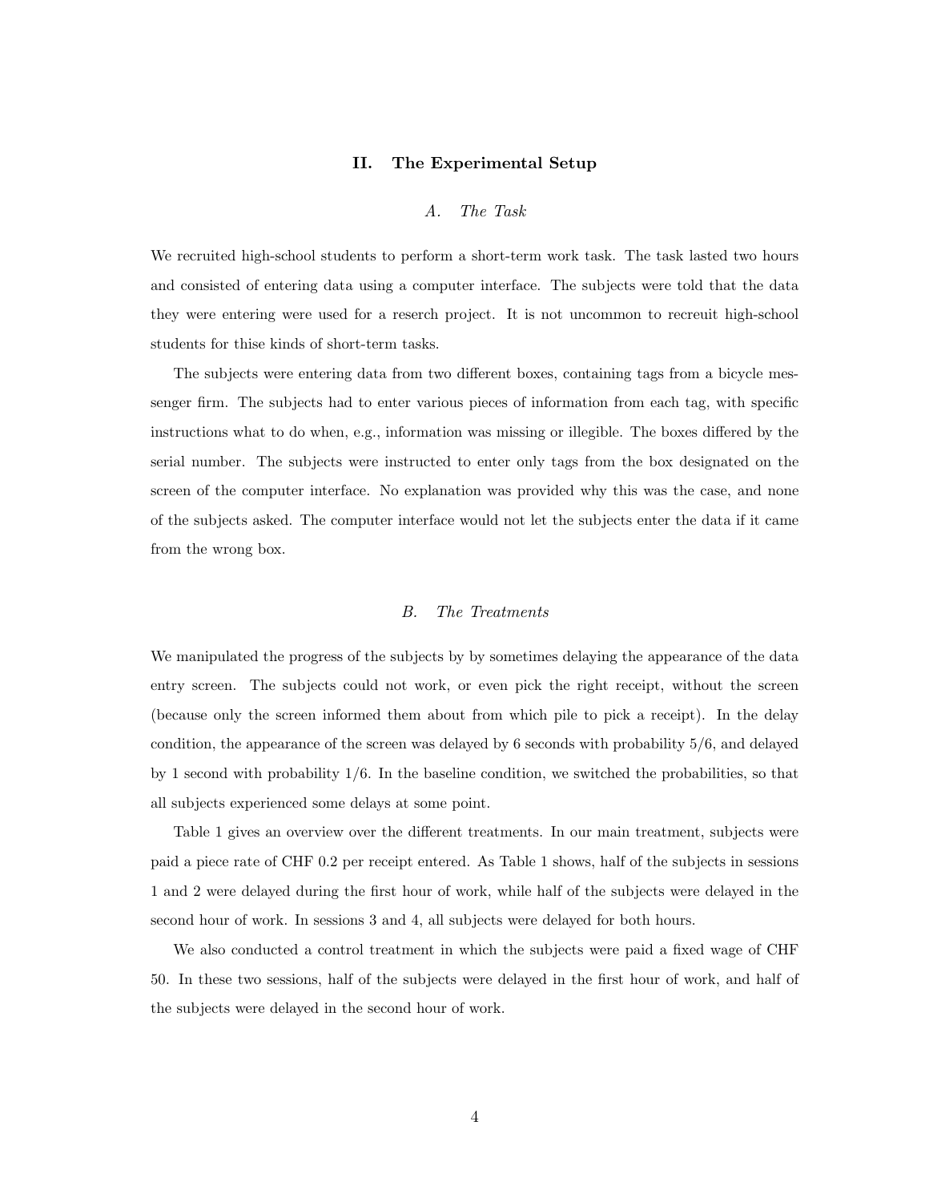## II. The Experimental Setup

### *A. The Task*

We recruited high-school students to perform a short-term work task. The task lasted two hours and consisted of entering data using a computer interface. The subjects were told that the data they were entering were used for a reserch project. It is not uncommon to recreuit high-school students for thise kinds of short-term tasks.

The subjects were entering data from two different boxes, containing tags from a bicycle messenger firm. The subjects had to enter various pieces of information from each tag, with specific instructions what to do when, e.g., information was missing or illegible. The boxes differed by the serial number. The subjects were instructed to enter only tags from the box designated on the screen of the computer interface. No explanation was provided why this was the case, and none of the subjects asked. The computer interface would not let the subjects enter the data if it came from the wrong box.

### *B. The Treatments*

We manipulated the progress of the subjects by by sometimes delaying the appearance of the data entry screen. The subjects could not work, or even pick the right receipt, without the screen (because only the screen informed them about from which pile to pick a receipt). In the delay condition, the appearance of the screen was delayed by 6 seconds with probability 5/6, and delayed by 1 second with probability 1/6. In the baseline condition, we switched the probabilities, so that all subjects experienced some delays at some point.

Table 1 gives an overview over the different treatments. In our main treatment, subjects were paid a piece rate of CHF 0.2 per receipt entered. As Table 1 shows, half of the subjects in sessions 1 and 2 were delayed during the first hour of work, while half of the subjects were delayed in the second hour of work. In sessions 3 and 4, all subjects were delayed for both hours.

We also conducted a control treatment in which the subjects were paid a fixed wage of CHF 50. In these two sessions, half of the subjects were delayed in the first hour of work, and half of the subjects were delayed in the second hour of work.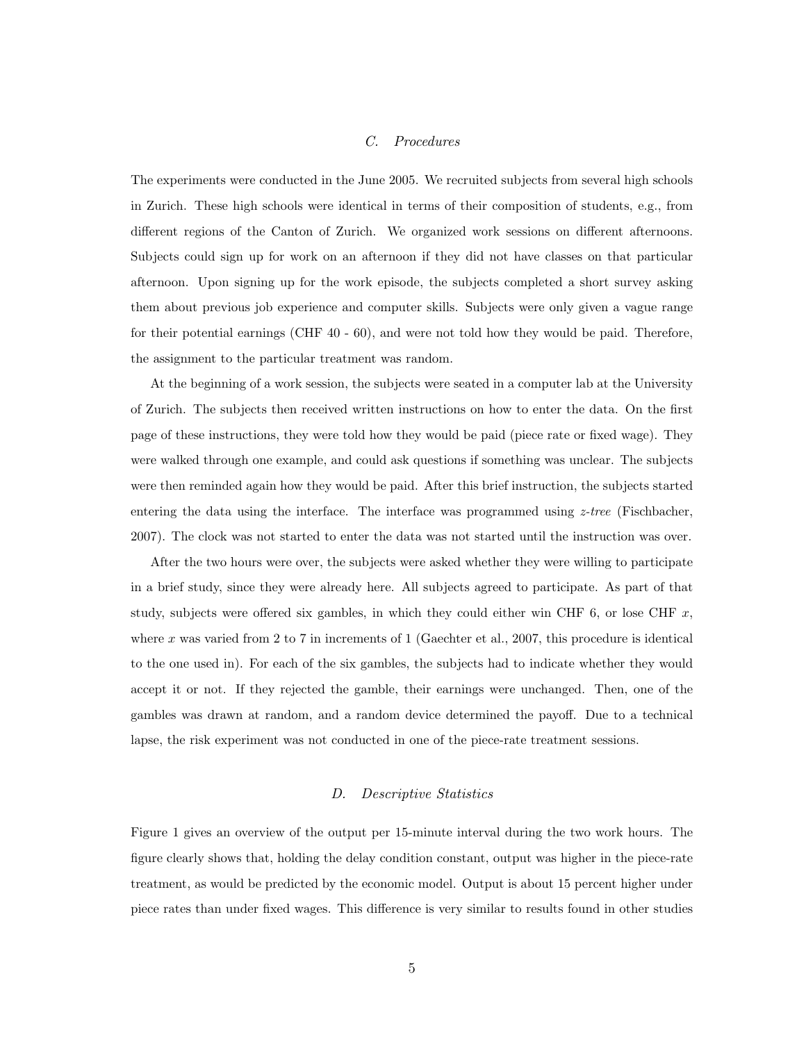### *C. Procedures*

The experiments were conducted in the June 2005. We recruited subjects from several high schools in Zurich. These high schools were identical in terms of their composition of students, e.g., from different regions of the Canton of Zurich. We organized work sessions on different afternoons. Subjects could sign up for work on an afternoon if they did not have classes on that particular afternoon. Upon signing up for the work episode, the subjects completed a short survey asking them about previous job experience and computer skills. Subjects were only given a vague range for their potential earnings (CHF 40 - 60), and were not told how they would be paid. Therefore, the assignment to the particular treatment was random.

At the beginning of a work session, the subjects were seated in a computer lab at the University of Zurich. The subjects then received written instructions on how to enter the data. On the first page of these instructions, they were told how they would be paid (piece rate or fixed wage). They were walked through one example, and could ask questions if something was unclear. The subjects were then reminded again how they would be paid. After this brief instruction, the subjects started entering the data using the interface. The interface was programmed using *z-tree* (Fischbacher, 2007). The clock was not started to enter the data was not started until the instruction was over.

After the two hours were over, the subjects were asked whether they were willing to participate in a brief study, since they were already here. All subjects agreed to participate. As part of that study, subjects were offered six gambles, in which they could either win CHF 6, or lose CHF $x$, where $x$ was varied from 2 to 7 in increments of 1 (Gaechter et al., 2007, this procedure is identical to the one used in). For each of the six gambles, the subjects had to indicate whether they would accept it or not. If they rejected the gamble, their earnings were unchanged. Then, one of the gambles was drawn at random, and a random device determined the payoff. Due to a technical lapse, the risk experiment was not conducted in one of the piece-rate treatment sessions.

### *D. Descriptive Statistics*

Figure 1 gives an overview of the output per 15-minute interval during the two work hours. The figure clearly shows that, holding the delay condition constant, output was higher in the piece-rate treatment, as would be predicted by the economic model. Output is about 15 percent higher under piece rates than under fixed wages. This difference is very similar to results found in other studies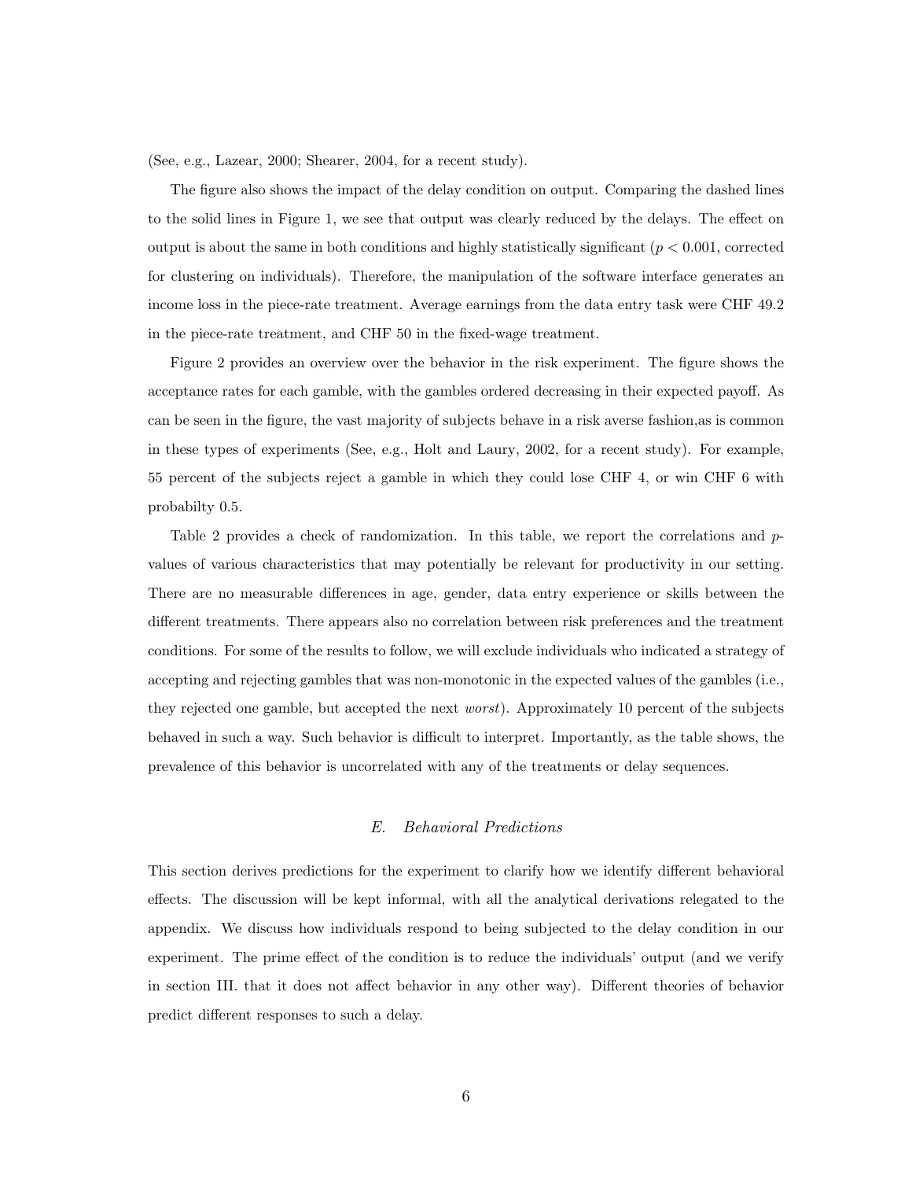(See, e.g., Lazear, 2000; Shearer, 2004, for a recent study).

The figure also shows the impact of the delay condition on output. Comparing the dashed lines to the solid lines in Figure 1, we see that output was clearly reduced by the delays. The effect on output is about the same in both conditions and highly statistically significant ($p < 0.001$, corrected for clustering on individuals). Therefore, the manipulation of the software interface generates an income loss in the piece-rate treatment. Average earnings from the data entry task were CHF 49.2 in the piece-rate treatment, and CHF 50 in the fixed-wage treatment.

Figure 2 provides an overview over the behavior in the risk experiment. The figure shows the acceptance rates for each gamble, with the gambles ordered decreasing in their expected payoff. As can be seen in the figure, the vast majority of subjects behave in a risk averse fashion,as is common in these types of experiments (See, e.g., Holt and Laury, 2002, for a recent study). For example, 55 percent of the subjects reject a gamble in which they could lose CHF 4, or win CHF 6 with probabilty 0.5.

Table 2 provides a check of randomization. In this table, we report the correlations and $p$-values of various characteristics that may potentially be relevant for productivity in our setting. There are no measurable differences in age, gender, data entry experience or skills between the different treatments. There appears also no correlation between risk preferences and the treatment conditions. For some of the results to follow, we will exclude individuals who indicated a strategy of accepting and rejecting gambles that was non-monotonic in the expected values of the gambles (i.e., they rejected one gamble, but accepted the next *worst*). Approximately 10 percent of the subjects behaved in such a way. Such behavior is difficult to interpret. Importantly, as the table shows, the prevalence of this behavior is uncorrelated with any of the treatments or delay sequences.

### *E. Behavioral Predictions*

This section derives predictions for the experiment to clarify how we identify different behavioral effects. The discussion will be kept informal, with all the analytical derivations relegated to the appendix. We discuss how individuals respond to being subjected to the delay condition in our experiment. The prime effect of the condition is to reduce the individuals' output (and we verify in section III. that it does not affect behavior in any other way). Different theories of behavior predict different responses to such a delay.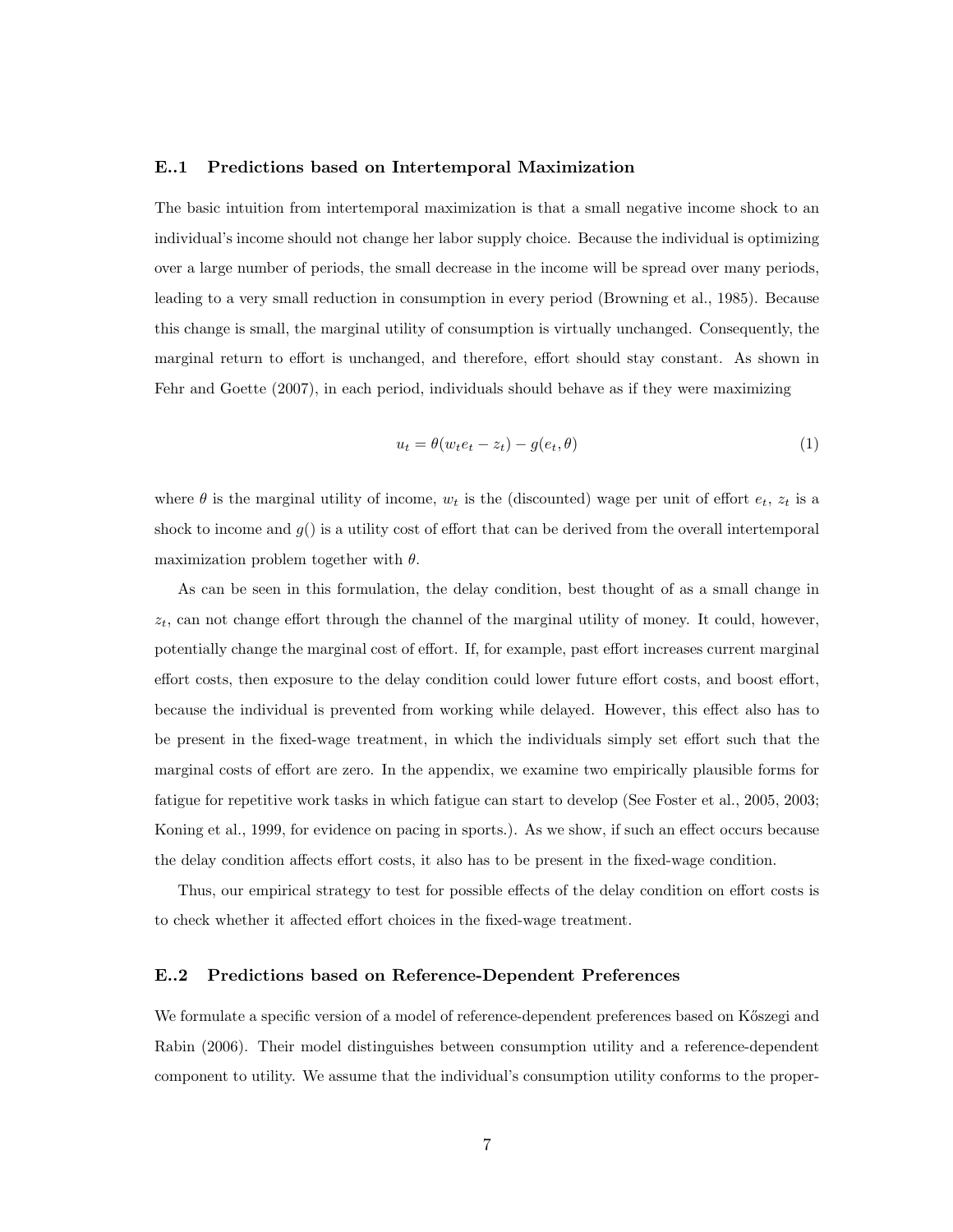### E..1 Predictions based on Intertemporal Maximization

The basic intuition from intertemporal maximization is that a small negative income shock to an individual's income should not change her labor supply choice. Because the individual is optimizing over a large number of periods, the small decrease in the income will be spread over many periods, leading to a very small reduction in consumption in every period (Browning et al., 1985). Because this change is small, the marginal utility of consumption is virtually unchanged. Consequently, the marginal return to effort is unchanged, and therefore, effort should stay constant. As shown in Fehr and Goette (2007), in each period, individuals should behave as if they were maximizing

$$u_t = \theta(w_t e_t - z_t) - g(e_t, \theta) \tag{1}$$

where $\theta$ is the marginal utility of income, $w_t$ is the (discounted) wage per unit of effort $e_t$, $z_t$ is a shock to income and $g()$ is a utility cost of effort that can be derived from the overall intertemporal maximization problem together with $\theta$.

As can be seen in this formulation, the delay condition, best thought of as a small change in $z_t$, can not change effort through the channel of the marginal utility of money. It could, however, potentially change the marginal cost of effort. If, for example, past effort increases current marginal effort costs, then exposure to the delay condition could lower future effort costs, and boost effort, because the individual is prevented from working while delayed. However, this effect also has to be present in the fixed-wage treatment, in which the individuals simply set effort such that the marginal costs of effort are zero. In the appendix, we examine two empirically plausible forms for fatigue for repetitive work tasks in which fatigue can start to develop (See Foster et al., 2005, 2003; Koning et al., 1999, for evidence on pacing in sports.). As we show, if such an effect occurs because the delay condition affects effort costs, it also has to be present in the fixed-wage condition.

Thus, our empirical strategy to test for possible effects of the delay condition on effort costs is to check whether it affected effort choices in the fixed-wage treatment.

### E..2 Predictions based on Reference-Dependent Preferences

We formulate a specific version of a model of reference-dependent preferences based on Kőszegi and Rabin (2006). Their model distinguishes between consumption utility and a reference-dependent component to utility. We assume that the individual's consumption utility conforms to the proper-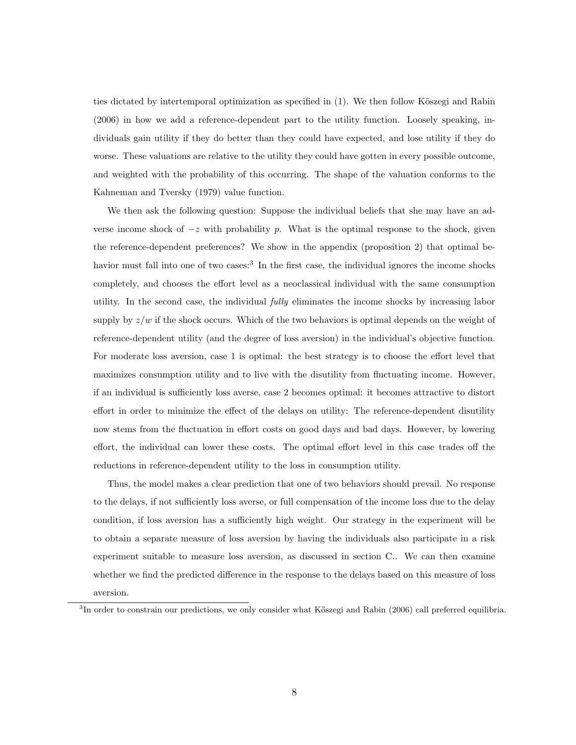ties dictated by intertemporal optimization as specified in (1). We then follow Kőszegi and Rabin (2006) in how we add a reference-dependent part to the utility function. Loosely speaking, individuals gain utility if they do better than they could have expected, and lose utility if they do worse. These valuations are relative to the utility they could have gotten in every possible outcome, and weighted with the probability of this occurring. The shape of the valuation conforms to the Kahneman and Tversky (1979) value function.

We then ask the following question: Suppose the individual beliefs that she may have an adverse income shock of $-z$ with probability $p$. What is the optimal response to the shock, given the reference-dependent preferences? We show in the appendix (proposition 2) that optimal behavior must fall into one of two cases:[3] In the first case, the individual ignores the income shocks completely, and chooses the effort level as a neoclassical individual with the same consumption utility. In the second case, the individual *fully* eliminates the income shocks by increasing labor supply by $z/w$ if the shock occurs. Which of the two behaviors is optimal depends on the weight of reference-dependent utility (and the degree of loss aversion) in the individual's objective function. For moderate loss aversion, case 1 is optimal: the best strategy is to choose the effort level that maximizes consumption utility and to live with the disutility from fluctuating income. However, if an individual is sufficiently loss averse, case 2 becomes optimal: it becomes attractive to distort effort in order to minimize the effect of the delays on utility: The reference-dependent disutility now stems from the fluctuation in effort costs on good days and bad days. However, by lowering effort, the individual can lower these costs. The optimal effort level in this case trades off the reductions in reference-dependent utility to the loss in consumption utility.

Thus, the model makes a clear prediction that one of two behaviors should prevail. No response to the delays, if not sufficiently loss averse, or full compensation of the income loss due to the delay condition, if loss aversion has a sufficiently high weight. Our strategy in the experiment will be to obtain a separate measure of loss aversion by having the individuals also participate in a risk experiment suitable to measure loss aversion, as discussed in section C.. We can then examine whether we find the predicted difference in the response to the delays based on this measure of loss aversion.

[3] In order to constrain our predictions, we only consider what Kőszegi and Rabin (2006) call preferred equilibria.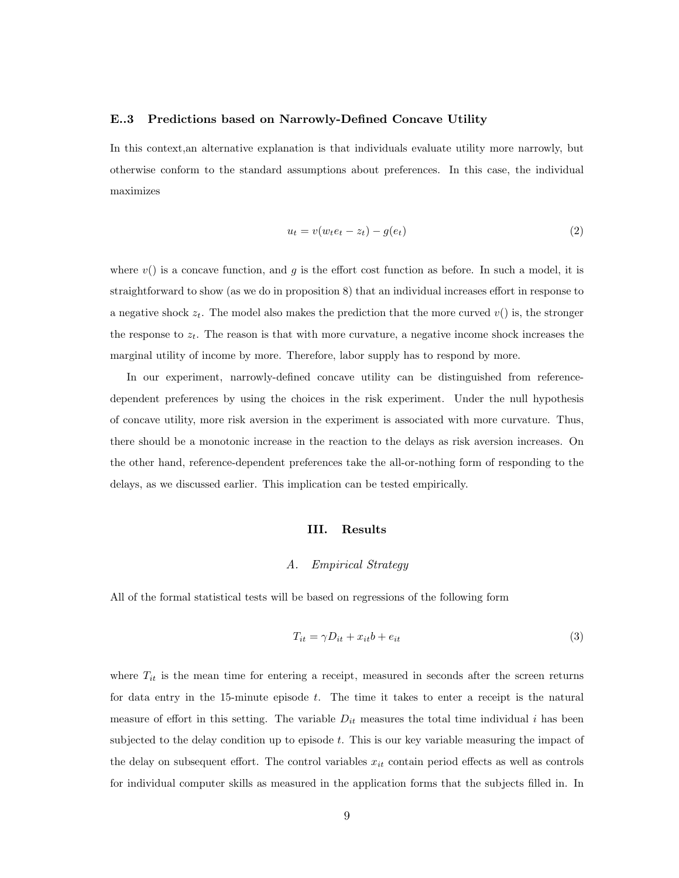### E..3 Predictions based on Narrowly-Defined Concave Utility

In this context,an alternative explanation is that individuals evaluate utility more narrowly, but otherwise conform to the standard assumptions about preferences. In this case, the individual maximizes

$$u_t = v(w_t e_t - z_t) - g(e_t) \tag{2}$$

where $v()$ is a concave function, and $g$ is the effort cost function as before. In such a model, it is straightforward to show (as we do in proposition 8) that an individual increases effort in response to a negative shock $z_t$. The model also makes the prediction that the more curved $v()$ is, the stronger the response to $z_t$. The reason is that with more curvature, a negative income shock increases the marginal utility of income by more. Therefore, labor supply has to respond by more.

In our experiment, narrowly-defined concave utility can be distinguished from reference-dependent preferences by using the choices in the risk experiment. Under the null hypothesis of concave utility, more risk aversion in the experiment is associated with more curvature. Thus, there should be a monotonic increase in the reaction to the delays as risk aversion increases. On the other hand, reference-dependent preferences take the all-or-nothing form of responding to the delays, as we discussed earlier. This implication can be tested empirically.

## III. Results

### *A. Empirical Strategy*

All of the formal statistical tests will be based on regressions of the following form

$$T_{it} = \gamma D_{it} + x_{it} b + e_{it} \tag{3}$$

where $T_{it}$ is the mean time for entering a receipt, measured in seconds after the screen returns for data entry in the 15-minute episode $t$. The time it takes to enter a receipt is the natural measure of effort in this setting. The variable $D_{it}$ measures the total time individual $i$ has been subjected to the delay condition up to episode $t$. This is our key variable measuring the impact of the delay on subsequent effort. The control variables $x_{it}$ contain period effects as well as controls for individual computer skills as measured in the application forms that the subjects filled in. In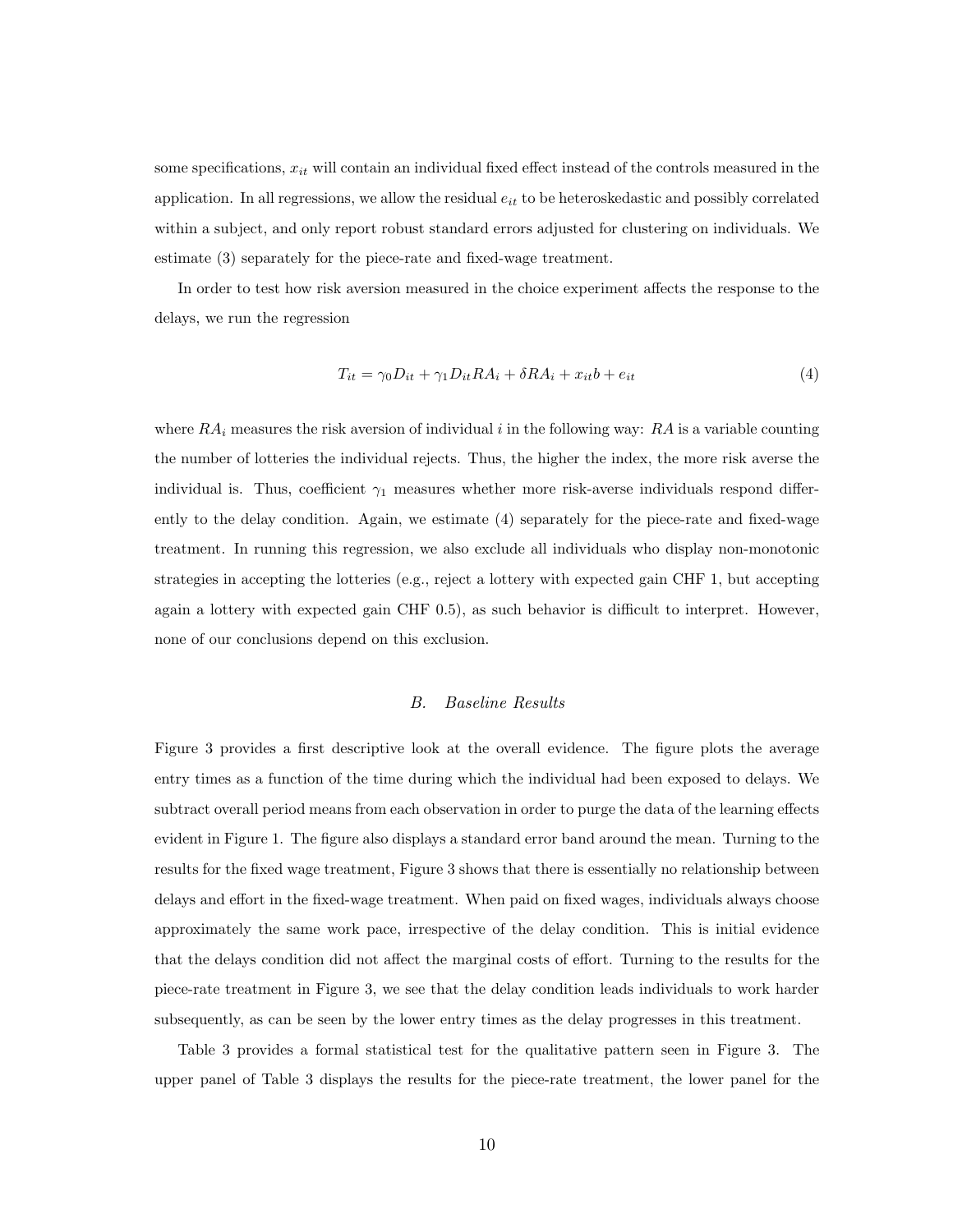some specifications, $x_{it}$ will contain an individual fixed effect instead of the controls measured in the application. In all regressions, we allow the residual $e_{it}$ to be heteroskedastic and possibly correlated within a subject, and only report robust standard errors adjusted for clustering on individuals. We estimate (3) separately for the piece-rate and fixed-wage treatment.

In order to test how risk aversion measured in the choice experiment affects the response to the delays, we run the regression

$$T_{it} = \gamma_0 D_{it} + \gamma_1 D_{it} RA_i + \delta RA_i + x_{it} b + e_{it} \tag{4}$$

where $RA_i$ measures the risk aversion of individual $i$ in the following way: $RA$ is a variable counting the number of lotteries the individual rejects. Thus, the higher the index, the more risk averse the individual is. Thus, coefficient $\gamma_1$ measures whether more risk-averse individuals respond differently to the delay condition. Again, we estimate (4) separately for the piece-rate and fixed-wage treatment. In running this regression, we also exclude all individuals who display non-monotonic strategies in accepting the lotteries (e.g., reject a lottery with expected gain CHF 1, but accepting again a lottery with expected gain CHF 0.5), as such behavior is difficult to interpret. However, none of our conclusions depend on this exclusion.

### B. *Baseline Results*

Figure 3 provides a first descriptive look at the overall evidence. The figure plots the average entry times as a function of the time during which the individual had been exposed to delays. We subtract overall period means from each observation in order to purge the data of the learning effects evident in Figure 1. The figure also displays a standard error band around the mean. Turning to the results for the fixed wage treatment, Figure 3 shows that there is essentially no relationship between delays and effort in the fixed-wage treatment. When paid on fixed wages, individuals always choose approximately the same work pace, irrespective of the delay condition. This is initial evidence that the delays condition did not affect the marginal costs of effort. Turning to the results for the piece-rate treatment in Figure 3, we see that the delay condition leads individuals to work harder subsequently, as can be seen by the lower entry times as the delay progresses in this treatment.

Table 3 provides a formal statistical test for the qualitative pattern seen in Figure 3. The upper panel of Table 3 displays the results for the piece-rate treatment, the lower panel for the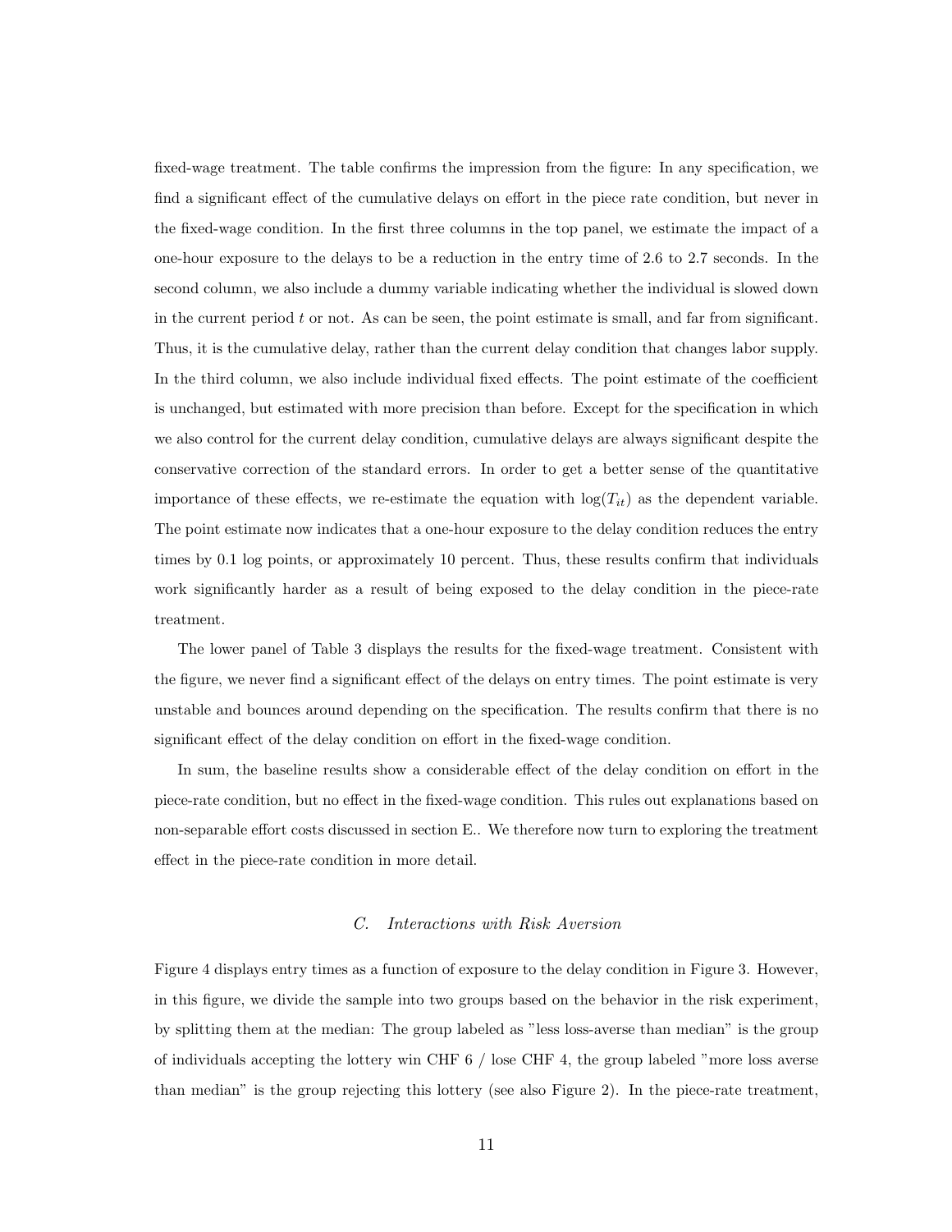fixed-wage treatment. The table confirms the impression from the figure: In any specification, we find a significant effect of the cumulative delays on effort in the piece rate condition, but never in the fixed-wage condition. In the first three columns in the top panel, we estimate the impact of a one-hour exposure to the delays to be a reduction in the entry time of 2.6 to 2.7 seconds. In the second column, we also include a dummy variable indicating whether the individual is slowed down in the current period $t$ or not. As can be seen, the point estimate is small, and far from significant. Thus, it is the cumulative delay, rather than the current delay condition that changes labor supply. In the third column, we also include individual fixed effects. The point estimate of the coefficient is unchanged, but estimated with more precision than before. Except for the specification in which we also control for the current delay condition, cumulative delays are always significant despite the conservative correction of the standard errors. In order to get a better sense of the quantitative importance of these effects, we re-estimate the equation with $\log(T_{it})$ as the dependent variable. The point estimate now indicates that a one-hour exposure to the delay condition reduces the entry times by 0.1 log points, or approximately 10 percent. Thus, these results confirm that individuals work significantly harder as a result of being exposed to the delay condition in the piece-rate treatment.

The lower panel of Table 3 displays the results for the fixed-wage treatment. Consistent with the figure, we never find a significant effect of the delays on entry times. The point estimate is very unstable and bounces around depending on the specification. The results confirm that there is no significant effect of the delay condition on effort in the fixed-wage condition.

In sum, the baseline results show a considerable effect of the delay condition on effort in the piece-rate condition, but no effect in the fixed-wage condition. This rules out explanations based on non-separable effort costs discussed in section E.. We therefore now turn to exploring the treatment effect in the piece-rate condition in more detail.

### *C. Interactions with Risk Aversion*

Figure 4 displays entry times as a function of exposure to the delay condition in Figure 3. However, in this figure, we divide the sample into two groups based on the behavior in the risk experiment, by splitting them at the median: The group labeled as "less loss-averse than median" is the group of individuals accepting the lottery win CHF 6 / lose CHF 4, the group labeled "more loss averse than median" is the group rejecting this lottery (see also Figure 2). In the piece-rate treatment,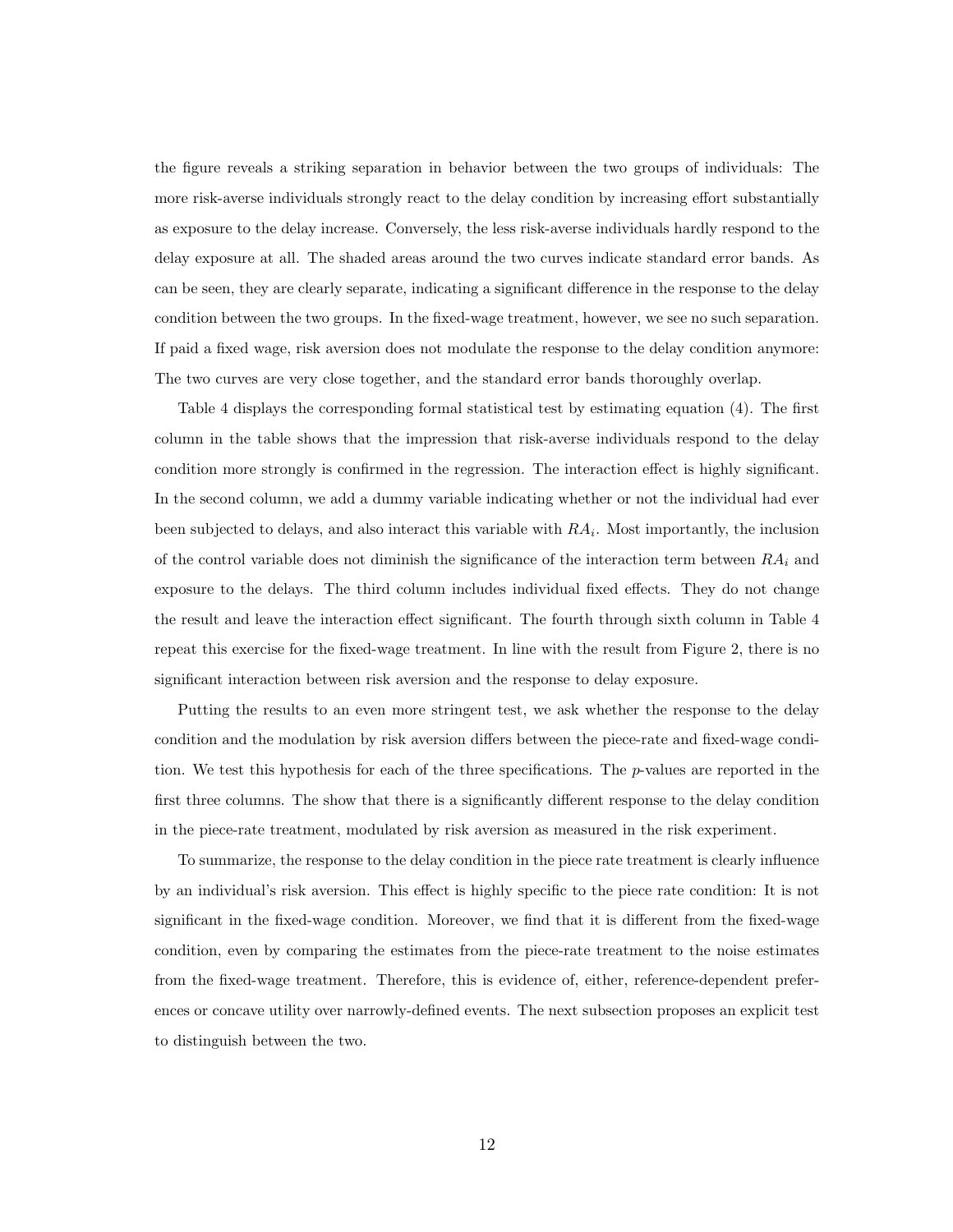the figure reveals a striking separation in behavior between the two groups of individuals: The more risk-averse individuals strongly react to the delay condition by increasing effort substantially as exposure to the delay increase. Conversely, the less risk-averse individuals hardly respond to the delay exposure at all. The shaded areas around the two curves indicate standard error bands. As can be seen, they are clearly separate, indicating a significant difference in the response to the delay condition between the two groups. In the fixed-wage treatment, however, we see no such separation. If paid a fixed wage, risk aversion does not modulate the response to the delay condition anymore: The two curves are very close together, and the standard error bands thoroughly overlap.

Table 4 displays the corresponding formal statistical test by estimating equation (4). The first column in the table shows that the impression that risk-averse individuals respond to the delay condition more strongly is confirmed in the regression. The interaction effect is highly significant. In the second column, we add a dummy variable indicating whether or not the individual had ever been subjected to delays, and also interact this variable with $RA_i$. Most importantly, the inclusion of the control variable does not diminish the significance of the interaction term between $RA_i$ and exposure to the delays. The third column includes individual fixed effects. They do not change the result and leave the interaction effect significant. The fourth through sixth column in Table 4 repeat this exercise for the fixed-wage treatment. In line with the result from Figure 2, there is no significant interaction between risk aversion and the response to delay exposure.

Putting the results to an even more stringent test, we ask whether the response to the delay condition and the modulation by risk aversion differs between the piece-rate and fixed-wage condition. We test this hypothesis for each of the three specifications. The *p*-values are reported in the first three columns. The show that there is a significantly different response to the delay condition in the piece-rate treatment, modulated by risk aversion as measured in the risk experiment.

To summarize, the response to the delay condition in the piece rate treatment is clearly influence by an individual's risk aversion. This effect is highly specific to the piece rate condition: It is not significant in the fixed-wage condition. Moreover, we find that it is different from the fixed-wage condition, even by comparing the estimates from the piece-rate treatment to the noise estimates from the fixed-wage treatment. Therefore, this is evidence of, either, reference-dependent preferences or concave utility over narrowly-defined events. The next subsection proposes an explicit test to distinguish between the two.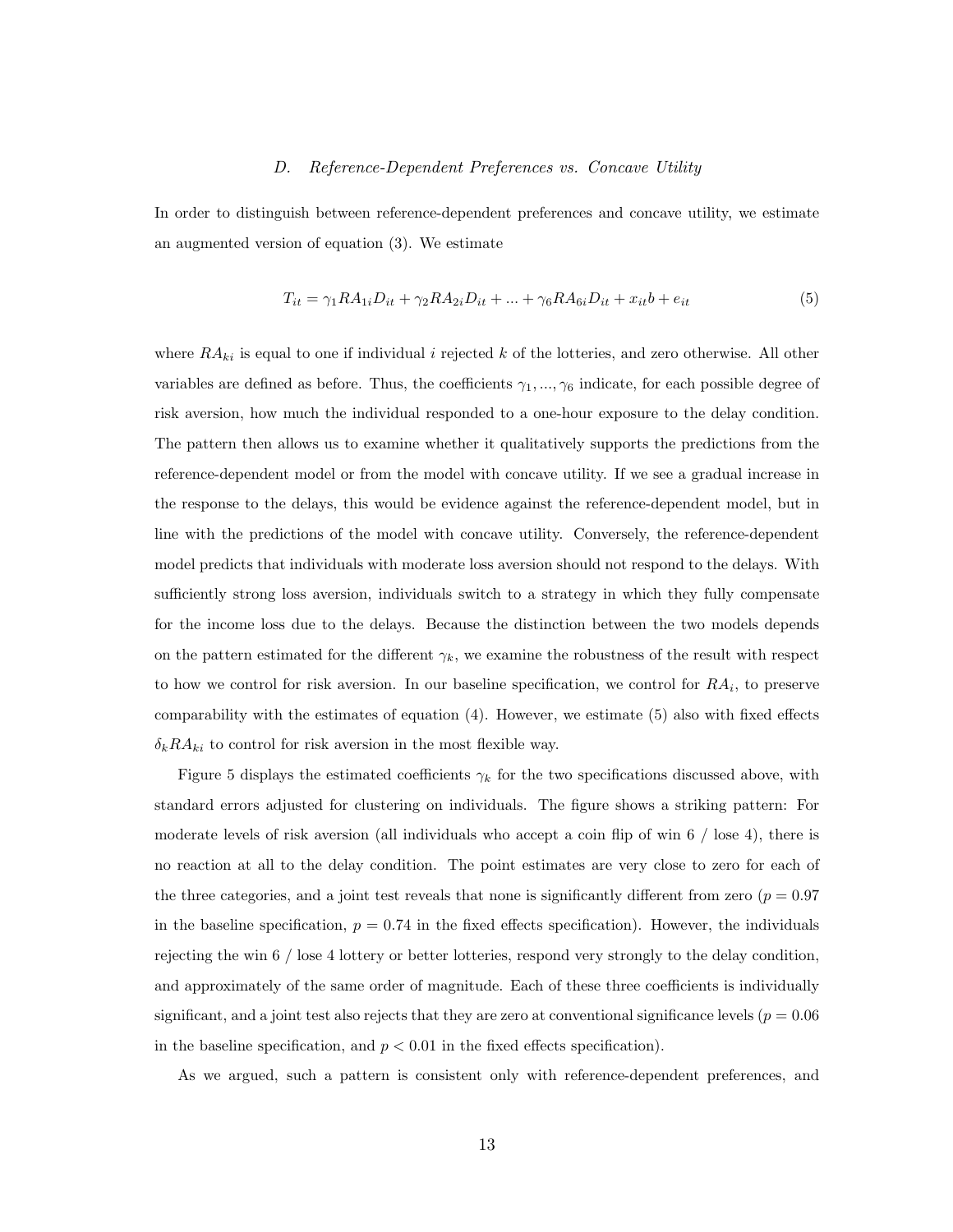### D. *Reference-Dependent Preferences vs. Concave Utility*

In order to distinguish between reference-dependent preferences and concave utility, we estimate an augmented version of equation (3). We estimate

$$T_{it} = \gamma_1 RA_{1i} D_{it} + \gamma_2 RA_{2i} D_{it} + ... + \gamma_6 RA_{6i} D_{it} + x_{it} b + e_{it} \tag{5}$$

where $RA_{ki}$ is equal to one if individual $i$ rejected $k$ of the lotteries, and zero otherwise. All other variables are defined as before. Thus, the coefficients $\gamma_1, ..., \gamma_6$ indicate, for each possible degree of risk aversion, how much the individual responded to a one-hour exposure to the delay condition. The pattern then allows us to examine whether it qualitatively supports the predictions from the reference-dependent model or from the model with concave utility. If we see a gradual increase in the response to the delays, this would be evidence against the reference-dependent model, but in line with the predictions of the model with concave utility. Conversely, the reference-dependent model predicts that individuals with moderate loss aversion should not respond to the delays. With sufficiently strong loss aversion, individuals switch to a strategy in which they fully compensate for the income loss due to the delays. Because the distinction between the two models depends on the pattern estimated for the different $\gamma_k$, we examine the robustness of the result with respect to how we control for risk aversion. In our baseline specification, we control for $RA_i$, to preserve comparability with the estimates of equation (4). However, we estimate (5) also with fixed effects $\delta_k RA_{ki}$ to control for risk aversion in the most flexible way.

Figure 5 displays the estimated coefficients $\gamma_k$ for the two specifications discussed above, with standard errors adjusted for clustering on individuals. The figure shows a striking pattern: For moderate levels of risk aversion (all individuals who accept a coin flip of win 6 / lose 4), there is no reaction at all to the delay condition. The point estimates are very close to zero for each of the three categories, and a joint test reveals that none is significantly different from zero ($p = 0.97$ in the baseline specification, $p = 0.74$ in the fixed effects specification). However, the individuals rejecting the win 6 / lose 4 lottery or better lotteries, respond very strongly to the delay condition, and approximately of the same order of magnitude. Each of these three coefficients is individually significant, and a joint test also rejects that they are zero at conventional significance levels ($p = 0.06$ in the baseline specification, and $p < 0.01$ in the fixed effects specification).

As we argued, such a pattern is consistent only with reference-dependent preferences, and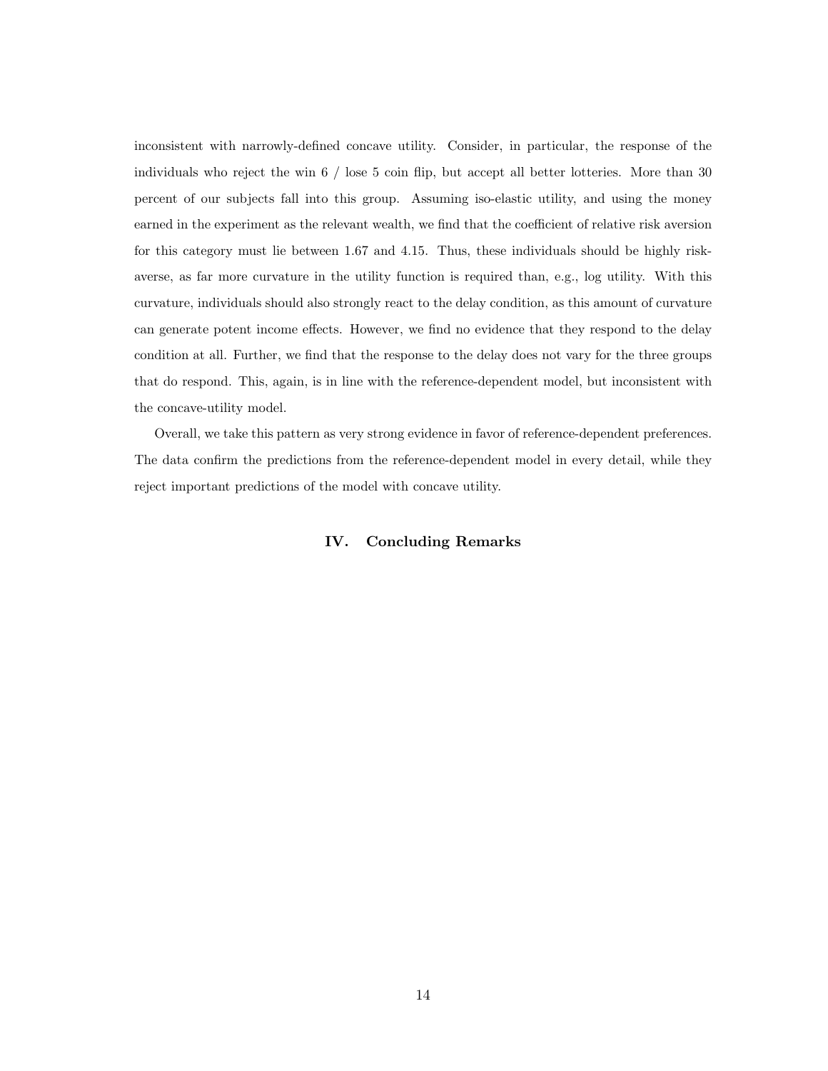inconsistent with narrowly-defined concave utility. Consider, in particular, the response of the individuals who reject the win 6 / lose 5 coin flip, but accept all better lotteries. More than 30 percent of our subjects fall into this group. Assuming iso-elastic utility, and using the money earned in the experiment as the relevant wealth, we find that the coefficient of relative risk aversion for this category must lie between 1.67 and 4.15. Thus, these individuals should be highly risk-averse, as far more curvature in the utility function is required than, e.g., log utility. With this curvature, individuals should also strongly react to the delay condition, as this amount of curvature can generate potent income effects. However, we find no evidence that they respond to the delay condition at all. Further, we find that the response to the delay does not vary for the three groups that do respond. This, again, is in line with the reference-dependent model, but inconsistent with the concave-utility model.

Overall, we take this pattern as very strong evidence in favor of reference-dependent preferences. The data confirm the predictions from the reference-dependent model in every detail, while they reject important predictions of the model with concave utility.

## IV. Concluding Remarks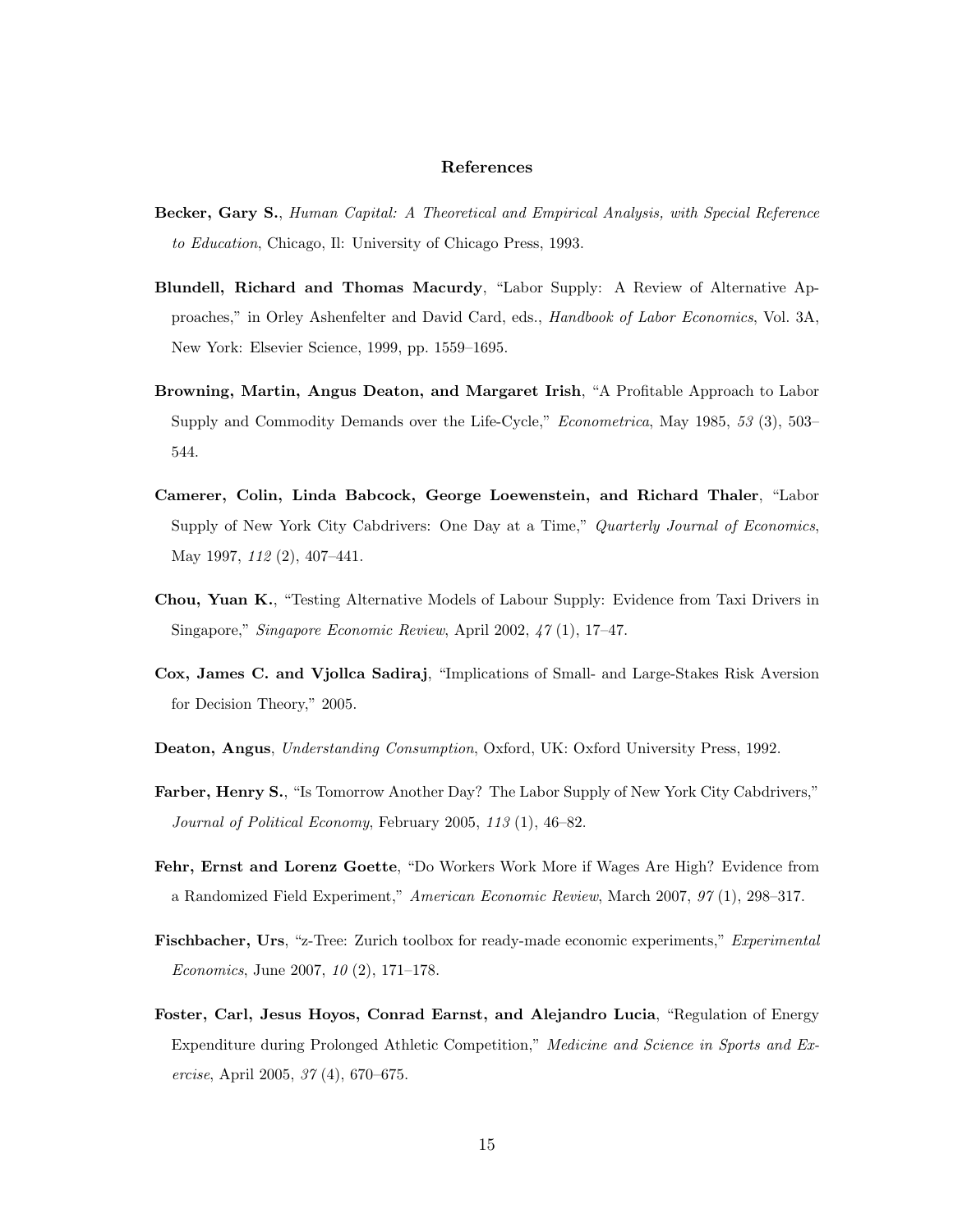## References

**Becker, Gary S.**, *Human Capital: A Theoretical and Empirical Analysis, with Special Reference to Education*, Chicago, Il: University of Chicago Press, 1993.

**Blundell, Richard and Thomas Macurdy**, "Labor Supply: A Review of Alternative Approaches," in Orley Ashenfelter and David Card, eds., *Handbook of Labor Economics*, Vol. 3A, New York: Elsevier Science, 1999, pp. 1559–1695.

**Browning, Martin, Angus Deaton, and Margaret Irish**, "A Profitable Approach to Labor Supply and Commodity Demands over the Life-Cycle," *Econometrica*, May 1985, *53* (3), 503–544.

**Camerer, Colin, Linda Babcock, George Loewenstein, and Richard Thaler**, "Labor Supply of New York City Cabdrivers: One Day at a Time," *Quarterly Journal of Economics*, May 1997, *112* (2), 407–441.

**Chou, Yuan K.**, "Testing Alternative Models of Labour Supply: Evidence from Taxi Drivers in Singapore," *Singapore Economic Review*, April 2002, *47* (1), 17–47.

**Cox, James C. and Vjollca Sadiraj**, "Implications of Small- and Large-Stakes Risk Aversion for Decision Theory," 2005.

**Deaton, Angus**, *Understanding Consumption*, Oxford, UK: Oxford University Press, 1992.

**Farber, Henry S.**, "Is Tomorrow Another Day? The Labor Supply of New York City Cabdrivers," *Journal of Political Economy*, February 2005, *113* (1), 46–82.

**Fehr, Ernst and Lorenz Goette**, "Do Workers Work More if Wages Are High? Evidence from a Randomized Field Experiment," *American Economic Review*, March 2007, *97* (1), 298–317.

**Fischbacher, Urs**, "z-Tree: Zurich toolbox for ready-made economic experiments," *Experimental Economics*, June 2007, *10* (2), 171–178.

**Foster, Carl, Jesus Hoyos, Conrad Earnst, and Alejandro Lucia**, "Regulation of Energy Expenditure during Prolonged Athletic Competition," *Medicine and Science in Sports and Exercise*, April 2005, *37* (4), 670–675.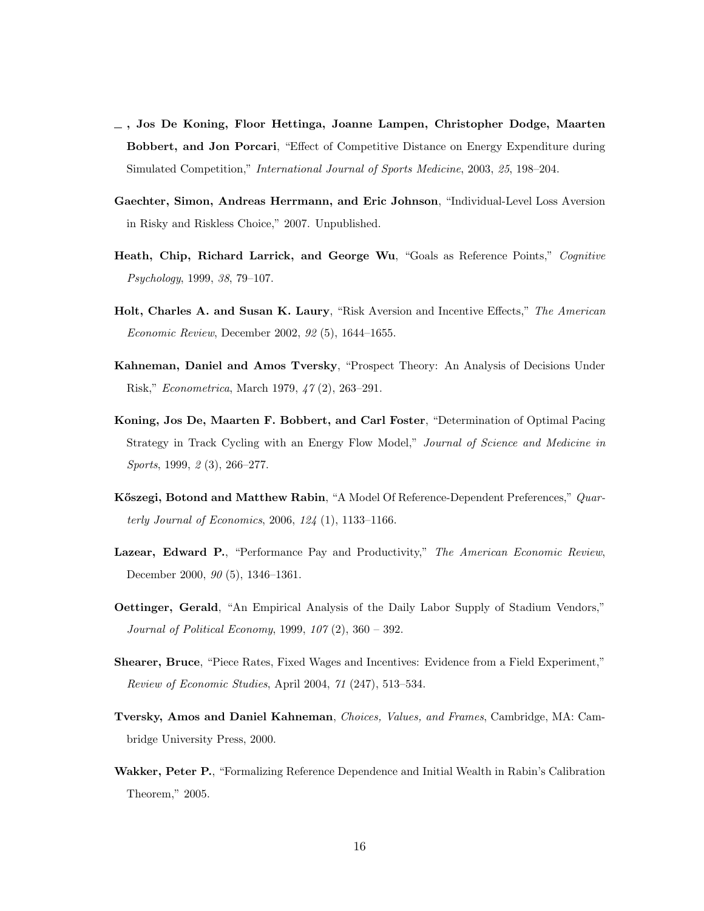**\_\_ , Jos De Koning, Floor Hettinga, Joanne Lampen, Christopher Dodge, Maarten Bobbert, and Jon Porcari**, "Effect of Competitive Distance on Energy Expenditure during Simulated Competition," *International Journal of Sports Medicine*, 2003, *25*, 198–204.

**Gaechter, Simon, Andreas Herrmann, and Eric Johnson**, "Individual-Level Loss Aversion in Risky and Riskless Choice," 2007. Unpublished.

**Heath, Chip, Richard Larrick, and George Wu**, "Goals as Reference Points," *Cognitive Psychology*, 1999, *38*, 79–107.

**Holt, Charles A. and Susan K. Laury**, "Risk Aversion and Incentive Effects," *The American Economic Review*, December 2002, *92* (5), 1644–1655.

**Kahneman, Daniel and Amos Tversky**, "Prospect Theory: An Analysis of Decisions Under Risk," *Econometrica*, March 1979, *47* (2), 263–291.

**Koning, Jos De, Maarten F. Bobbert, and Carl Foster**, "Determination of Optimal Pacing Strategy in Track Cycling with an Energy Flow Model," *Journal of Science and Medicine in Sports*, 1999, *2* (3), 266–277.

**Kőszegi, Botond and Matthew Rabin**, "A Model Of Reference-Dependent Preferences," *Quarterly Journal of Economics*, 2006, *124* (1), 1133–1166.

**Lazear, Edward P.**, "Performance Pay and Productivity," *The American Economic Review*, December 2000, *90* (5), 1346–1361.

**Oettinger, Gerald**, "An Empirical Analysis of the Daily Labor Supply of Stadium Vendors," *Journal of Political Economy*, 1999, *107* (2), 360 – 392.

**Shearer, Bruce**, "Piece Rates, Fixed Wages and Incentives: Evidence from a Field Experiment," *Review of Economic Studies*, April 2004, *71* (247), 513–534.

**Tversky, Amos and Daniel Kahneman**, *Choices, Values, and Frames*, Cambridge, MA: Cambridge University Press, 2000.

**Wakker, Peter P.**, "Formalizing Reference Dependence and Initial Wealth in Rabin's Calibration Theorem," 2005.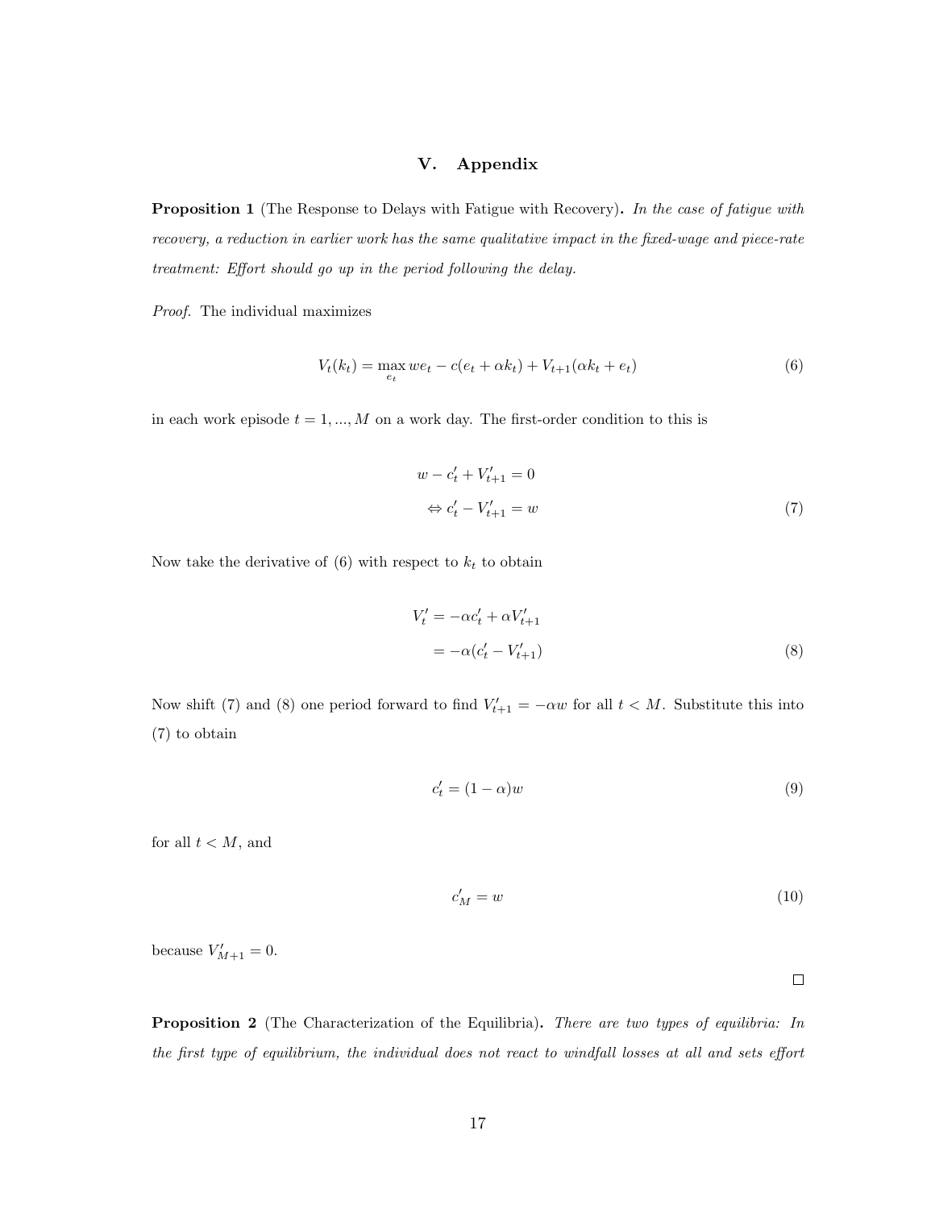## V. Appendix

**Proposition 1** (The Response to Delays with Fatigue with Recovery)**.** *In the case of fatigue with recovery, a reduction in earlier work has the same qualitative impact in the fixed-wage and piece-rate treatment: Effort should go up in the period following the delay.*

*Proof.* The individual maximizes

$$V_t(k_t) = \max_{e_t} we_t - c(e_t + \alpha k_t) + V_{t+1}(\alpha k_t + e_t) \tag{6}$$

in each work episode $t = 1, ..., M$ on a work day. The first-order condition to this is

$$\begin{aligned} w - c_t' + V_{t+1}' &= 0 \\ \Leftrightarrow c_t' - V_{t+1}' &= w \end{aligned} \tag{7}$$

Now take the derivative of (6) with respect to $k_t$ to obtain

$$\begin{aligned} V_t' &= -\alpha c_t' + \alpha V_{t+1}' \\ &= -\alpha(c_t' - V_{t+1}') \end{aligned} \tag{8}$$

Now shift (7) and (8) one period forward to find $V_{t+1}' = -\alpha w$ for all $t < M$. Substitute this into (7) to obtain

$$c_t' = (1 - \alpha)w \tag{9}$$

for all $t < M$, and

$$c_M' = w \tag{10}$$

because $V_{M+1}' = 0$.

□

**Proposition 2** (The Characterization of the Equilibria)**.** *There are two types of equilibria: In the first type of equilibrium, the individual does not react to windfall losses at all and sets effort*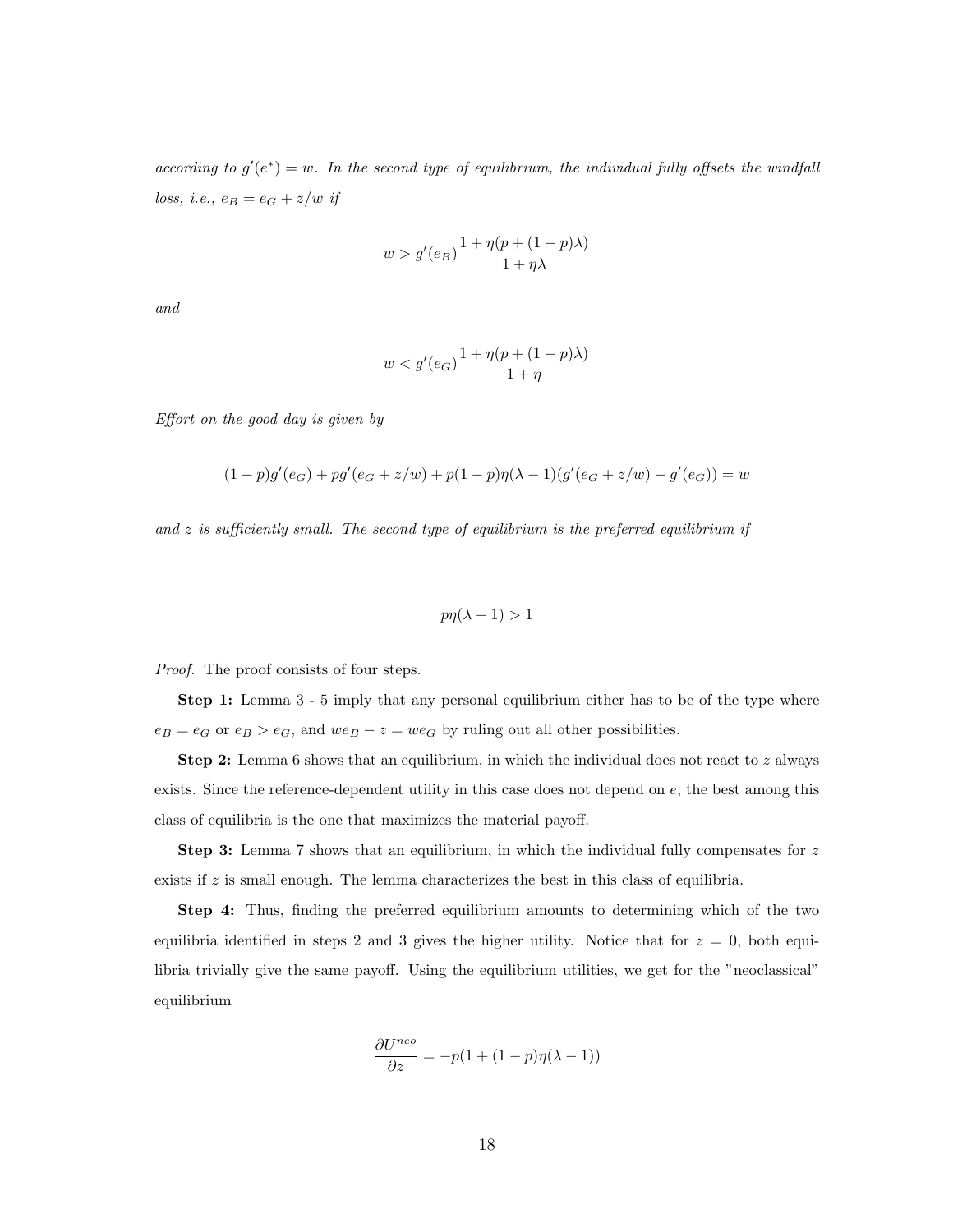*according to $g'(e^*) = w$. In the second type of equilibrium, the individual fully offsets the windfall loss, i.e., $e_B = e_G + z/w$ if*

$$w > g'(e_B)\frac{1 + \eta(p + (1-p)\lambda)}{1 + \eta\lambda}$$

*and*

$$w < g'(e_G)\frac{1 + \eta(p + (1-p)\lambda)}{1 + \eta}$$

*Effort on the good day is given by*

$$(1-p)g'(e_G) + pg'(e_G + z/w) + p(1-p)\eta(\lambda - 1)(g'(e_G + z/w) - g'(e_G)) = w$$

*and $z$ is sufficiently small. The second type of equilibrium is the preferred equilibrium if*

$$p\eta(\lambda - 1) > 1$$

*Proof.* The proof consists of four steps.

**Step 1:** Lemma 3 - 5 imply that any personal equilibrium either has to be of the type where $e_B = e_G$ or $e_B > e_G$, and $we_B - z = we_G$ by ruling out all other possibilities.

**Step 2:** Lemma 6 shows that an equilibrium, in which the individual does not react to $z$ always exists. Since the reference-dependent utility in this case does not depend on $e$, the best among this class of equilibria is the one that maximizes the material payoff.

**Step 3:** Lemma 7 shows that an equilibrium, in which the individual fully compensates for $z$ exists if $z$ is small enough. The lemma characterizes the best in this class of equilibria.

**Step 4:** Thus, finding the preferred equilibrium amounts to determining which of the two equilibria identified in steps 2 and 3 gives the higher utility. Notice that for $z = 0$, both equilibria trivially give the same payoff. Using the equilibrium utilities, we get for the "neoclassical" equilibrium

$$\frac{\partial U^{neo}}{\partial z} = -p(1 + (1-p)\eta(\lambda - 1))$$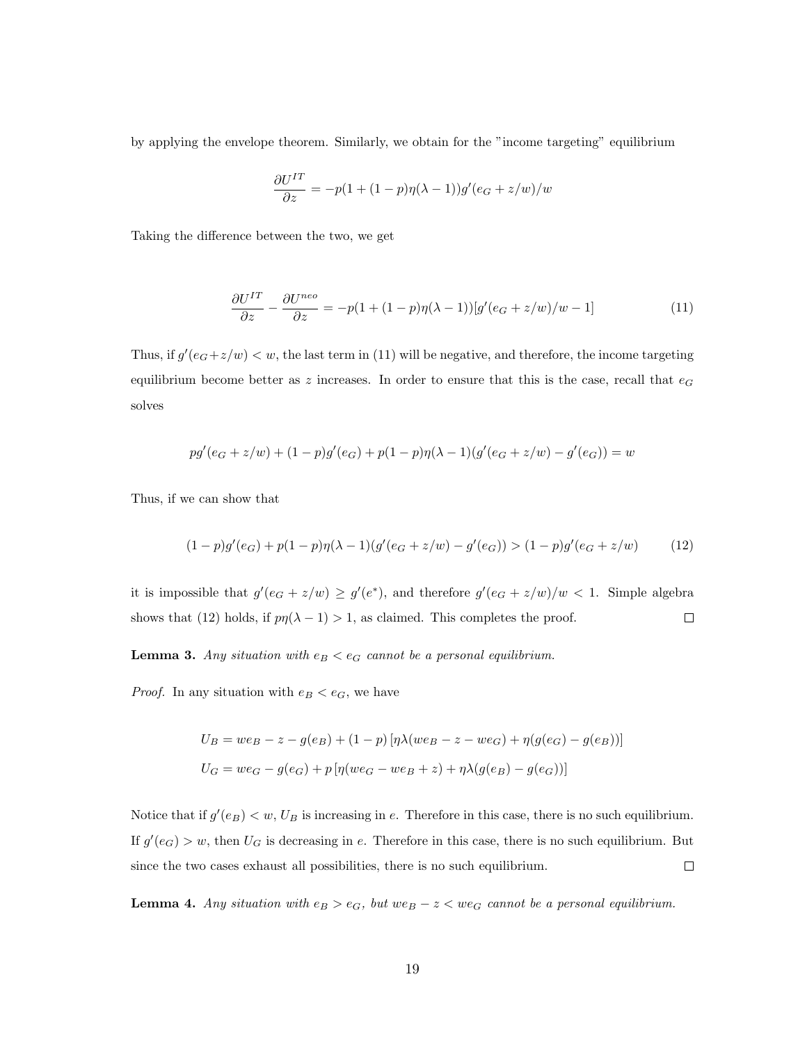by applying the envelope theorem. Similarly, we obtain for the "income targeting" equilibrium

$$\frac{\partial U^{IT}}{\partial z} = -p(1 + (1-p)\eta(\lambda - 1))g'(e_G + z/w)/w$$

Taking the difference between the two, we get

$$\frac{\partial U^{IT}}{\partial z} - \frac{\partial U^{neo}}{\partial z} = -p(1 + (1-p)\eta(\lambda - 1))[g'(e_G + z/w)/w - 1] \tag{11}$$

Thus, if $g'(e_G + z/w) < w$, the last term in (11) will be negative, and therefore, the income targeting equilibrium become better as $z$ increases. In order to ensure that this is the case, recall that $e_G$ solves

$$pg'(e_G + z/w) + (1-p)g'(e_G) + p(1-p)\eta(\lambda - 1)(g'(e_G + z/w) - g'(e_G)) = w$$

Thus, if we can show that

$$(1-p)g'(e_G) + p(1-p)\eta(\lambda - 1)(g'(e_G + z/w) - g'(e_G)) > (1-p)g'(e_G + z/w) \tag{12}$$

it is impossible that $g'(e_G + z/w) \geq g'(e^*)$, and therefore $g'(e_G + z/w)/w < 1$. Simple algebra shows that (12) holds, if $p\eta(\lambda - 1) > 1$, as claimed. This completes the proof. □

**Lemma 3.** *Any situation with $e_B < e_G$ cannot be a personal equilibrium.*

*Proof.* In any situation with $e_B < e_G$, we have

$$U_B = we_B - z - g(e_B) + (1-p)\left[\eta\lambda(we_B - z - we_G) + \eta(g(e_G) - g(e_B))\right]$$

$$U_G = we_G - g(e_G) + p\left[\eta(we_G - we_B + z) + \eta\lambda(g(e_B) - g(e_G))\right]$$

Notice that if $g'(e_B) < w$, $U_B$ is increasing in $e$. Therefore in this case, there is no such equilibrium. If $g'(e_G) > w$, then $U_G$ is decreasing in $e$. Therefore in this case, there is no such equilibrium. But since the two cases exhaust all possibilities, there is no such equilibrium. □

**Lemma 4.** *Any situation with $e_B > e_G$, but $we_B - z < we_G$ cannot be a personal equilibrium.*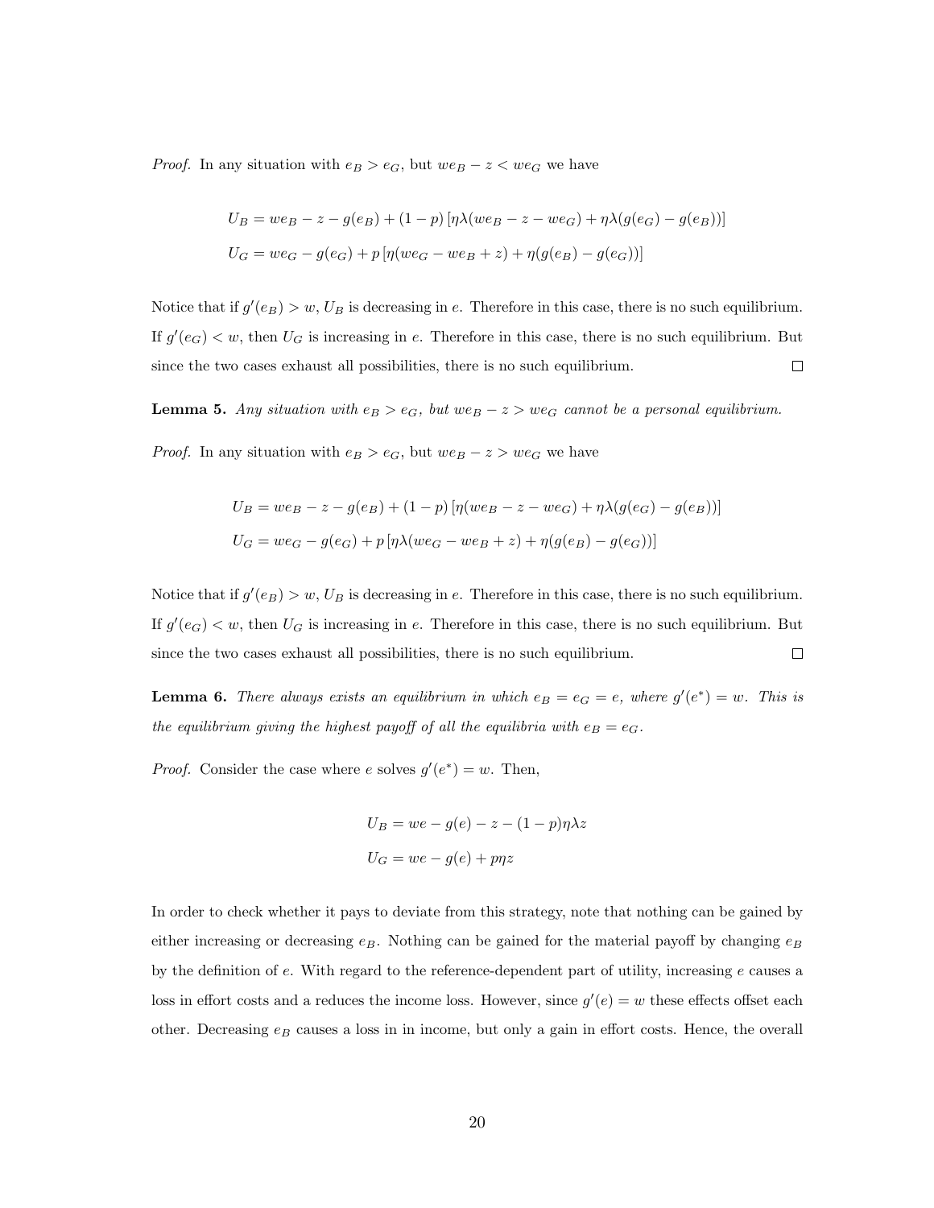*Proof.* In any situation with $e_B > e_G$, but $we_B - z < we_G$ we have

$$U_B = we_B - z - g(e_B) + (1-p)\left[\eta\lambda(we_B - z - we_G) + \eta\lambda(g(e_G) - g(e_B))\right]$$

$$U_G = we_G - g(e_G) + p\left[\eta(we_G - we_B + z) + \eta(g(e_B) - g(e_G))\right]$$

Notice that if $g'(e_B) > w$, $U_B$ is decreasing in $e$. Therefore in this case, there is no such equilibrium. If $g'(e_G) < w$, then $U_G$ is increasing in $e$. Therefore in this case, there is no such equilibrium. But since the two cases exhaust all possibilities, there is no such equilibrium. □

**Lemma 5.** *Any situation with $e_B > e_G$, but $we_B - z > we_G$ cannot be a personal equilibrium.*

*Proof.* In any situation with $e_B > e_G$, but $we_B - z > we_G$ we have

$$U_B = we_B - z - g(e_B) + (1-p)\left[\eta(we_B - z - we_G) + \eta\lambda(g(e_G) - g(e_B))\right]$$

$$U_G = we_G - g(e_G) + p\left[\eta\lambda(we_G - we_B + z) + \eta(g(e_B) - g(e_G))\right]$$

Notice that if $g'(e_B) > w$, $U_B$ is decreasing in $e$. Therefore in this case, there is no such equilibrium. If $g'(e_G) < w$, then $U_G$ is increasing in $e$. Therefore in this case, there is no such equilibrium. But since the two cases exhaust all possibilities, there is no such equilibrium. □

**Lemma 6.** *There always exists an equilibrium in which $e_B = e_G = e$, where $g'(e^*) = w$. This is the equilibrium giving the highest payoff of all the equilibria with $e_B = e_G$.*

*Proof.* Consider the case where $e$ solves $g'(e^*) = w$. Then,

$$U_B = we - g(e) - z - (1-p)\eta\lambda z$$

$$U_G = we - g(e) + p\eta z$$

In order to check whether it pays to deviate from this strategy, note that nothing can be gained by either increasing or decreasing $e_B$. Nothing can be gained for the material payoff by changing $e_B$ by the definition of $e$. With regard to the reference-dependent part of utility, increasing $e$ causes a loss in effort costs and a reduces the income loss. However, since $g'(e) = w$ these effects offset each other. Decreasing $e_B$ causes a loss in in income, but only a gain in effort costs. Hence, the overall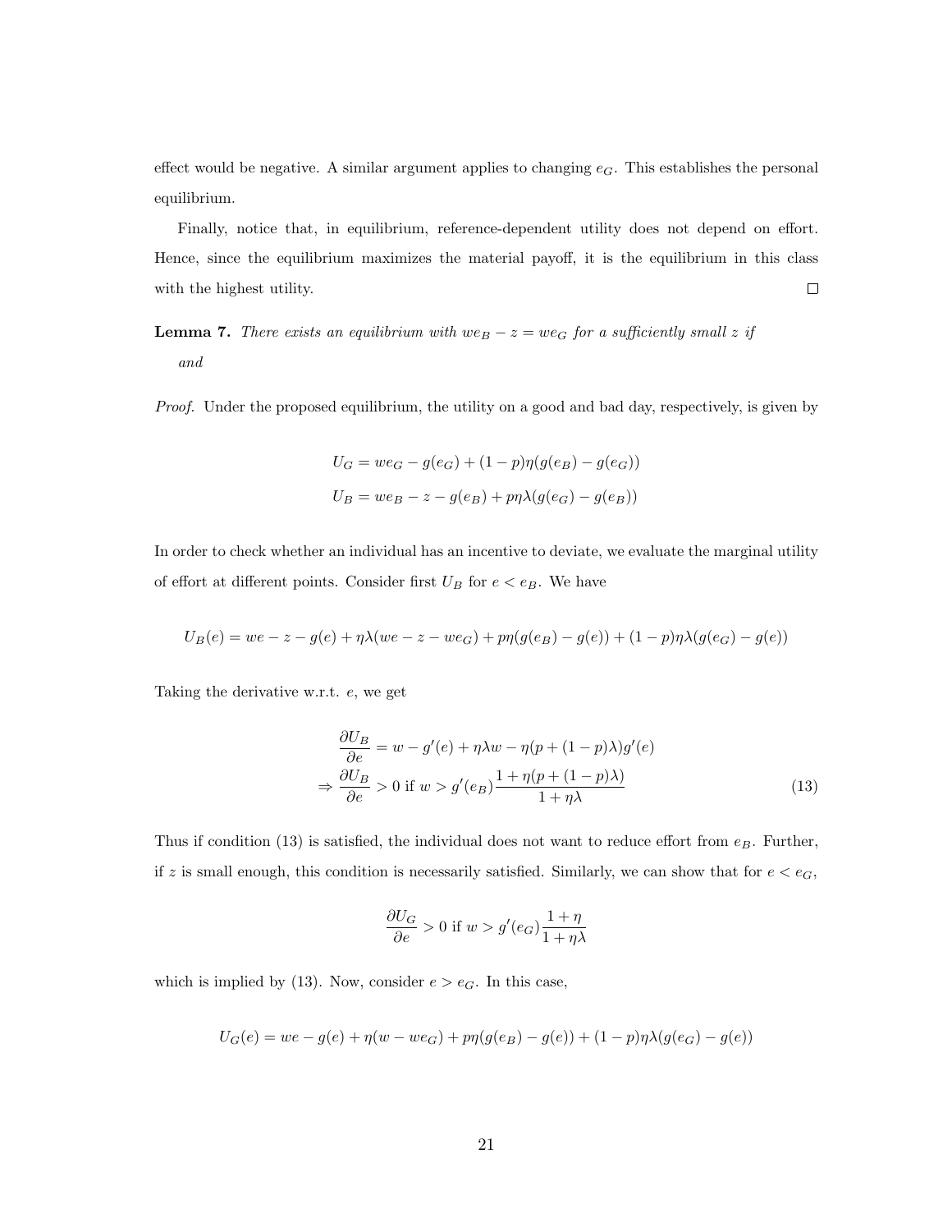effect would be negative. A similar argument applies to changing $e_G$. This establishes the personal equilibrium.

Finally, notice that, in equilibrium, reference-dependent utility does not depend on effort. Hence, since the equilibrium maximizes the material payoff, it is the equilibrium in this class with the highest utility. □

**Lemma 7.** *There exists an equilibrium with $we_B - z = we_G$ for a sufficiently small $z$ if and*

*Proof.* Under the proposed equilibrium, the utility on a good and bad day, respectively, is given by

$$U_G = we_G - g(e_G) + (1-p)\eta(g(e_B) - g(e_G))$$
$$U_B = we_B - z - g(e_B) + p\eta\lambda(g(e_G) - g(e_B))$$

In order to check whether an individual has an incentive to deviate, we evaluate the marginal utility of effort at different points. Consider first $U_B$ for $e < e_B$. We have

$$U_B(e) = we - z - g(e) + \eta\lambda(we - z - we_G) + p\eta(g(e_B) - g(e)) + (1-p)\eta\lambda(g(e_G) - g(e))$$

Taking the derivative w.r.t. $e$, we get

$$\frac{\partial U_B}{\partial e} = w - g'(e) + \eta\lambda w - \eta(p + (1-p)\lambda)g'(e)$$
$$\Rightarrow \frac{\partial U_B}{\partial e} > 0 \text{ if } w > g'(e_B)\frac{1 + \eta(p + (1-p)\lambda)}{1 + \eta\lambda} \tag{13}$$

Thus if condition (13) is satisfied, the individual does not want to reduce effort from $e_B$. Further, if $z$ is small enough, this condition is necessarily satisfied. Similarly, we can show that for $e < e_G$,

$$\frac{\partial U_G}{\partial e} > 0 \text{ if } w > g'(e_G)\frac{1 + \eta}{1 + \eta\lambda}$$

which is implied by (13). Now, consider $e > e_G$. In this case,

$$U_G(e) = we - g(e) + \eta(w - we_G) + p\eta(g(e_B) - g(e)) + (1-p)\eta\lambda(g(e_G) - g(e))$$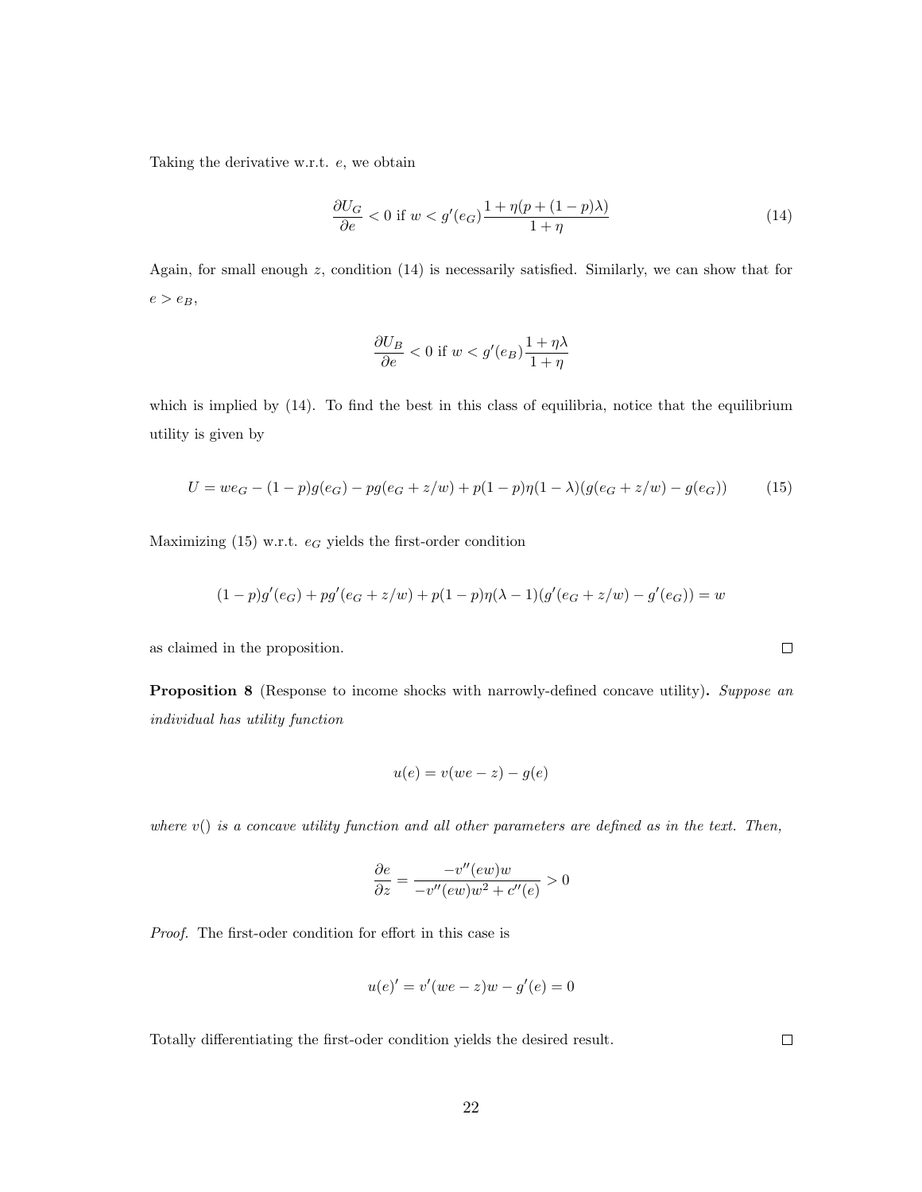Taking the derivative w.r.t. $e$, we obtain

$$\frac{\partial U_G}{\partial e} < 0 \text{ if } w < g'(e_G)\frac{1+\eta(p+(1-p)\lambda)}{1+\eta} \tag{14}$$

Again, for small enough $z$, condition (14) is necessarily satisfied. Similarly, we can show that for $e > e_B$,

$$\frac{\partial U_B}{\partial e} < 0 \text{ if } w < g'(e_B)\frac{1+\eta\lambda}{1+\eta}$$

which is implied by (14). To find the best in this class of equilibria, notice that the equilibrium utility is given by

$$U = we_G - (1-p)g(e_G) - pg(e_G + z/w) + p(1-p)\eta(1-\lambda)(g(e_G + z/w) - g(e_G)) \tag{15}$$

Maximizing (15) w.r.t. $e_G$ yields the first-order condition

$$(1-p)g'(e_G) + pg'(e_G + z/w) + p(1-p)\eta(\lambda - 1)(g'(e_G + z/w) - g'(e_G)) = w$$

as claimed in the proposition. □

**Proposition 8** (Response to income shocks with narrowly-defined concave utility)**.** *Suppose an individual has utility function*

$$u(e) = v(we - z) - g(e)$$

*where* $v()$ *is a concave utility function and all other parameters are defined as in the text. Then,*

$$\frac{\partial e}{\partial z} = \frac{-v''(ew)w}{-v''(ew)w^2 + c''(e)} > 0$$

*Proof.* The first-oder condition for effort in this case is

$$u(e)' = v'(we - z)w - g'(e) = 0$$

Totally differentiating the first-oder condition yields the desired result. □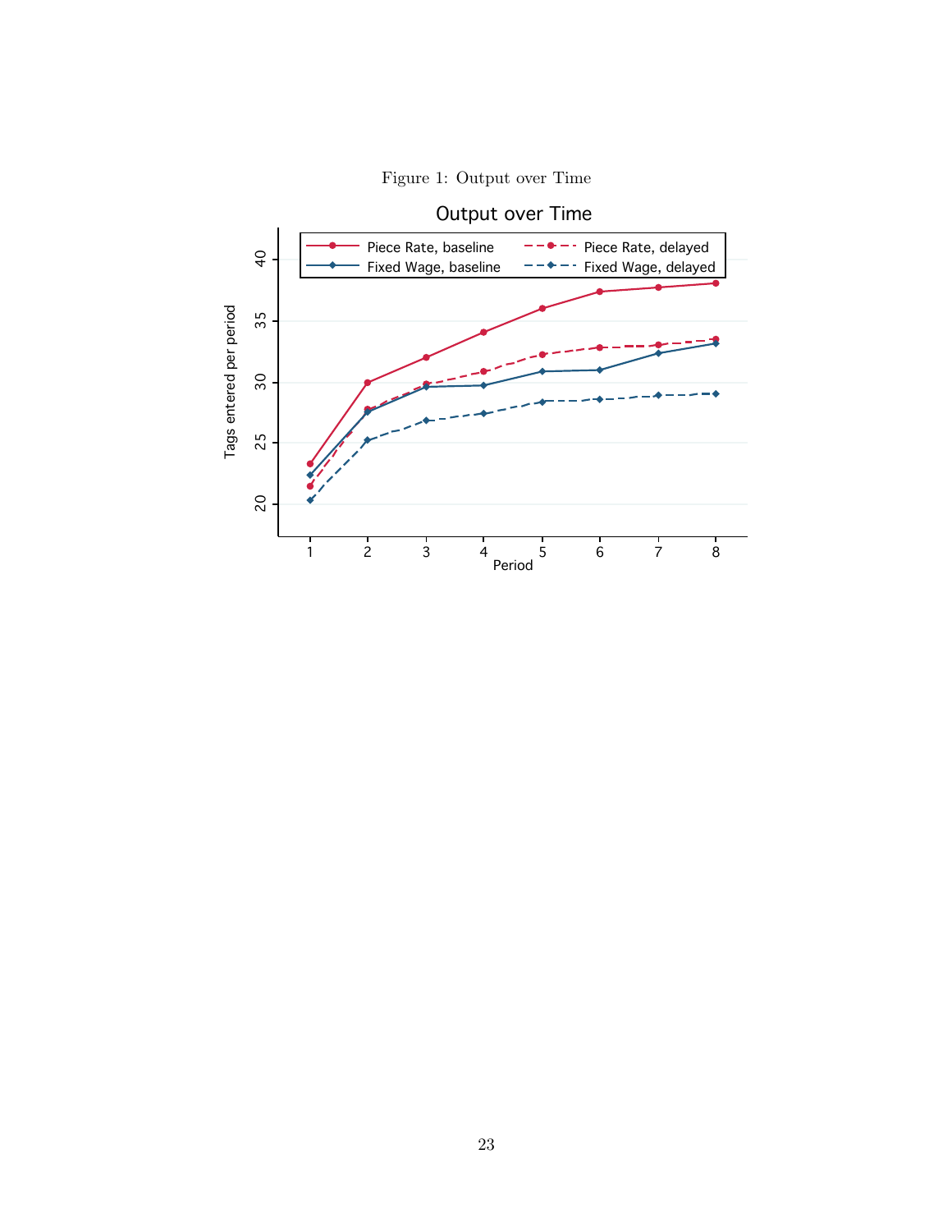Figure 1: Output over Time

Output over Time

Piece Rate, baseline
Fixed Wage, baseline
Piece Rate, delayed
Fixed Wage, delayed

Tags entered per period

20
25
30
35
40

1
2
3
4
5
6
7
8

Period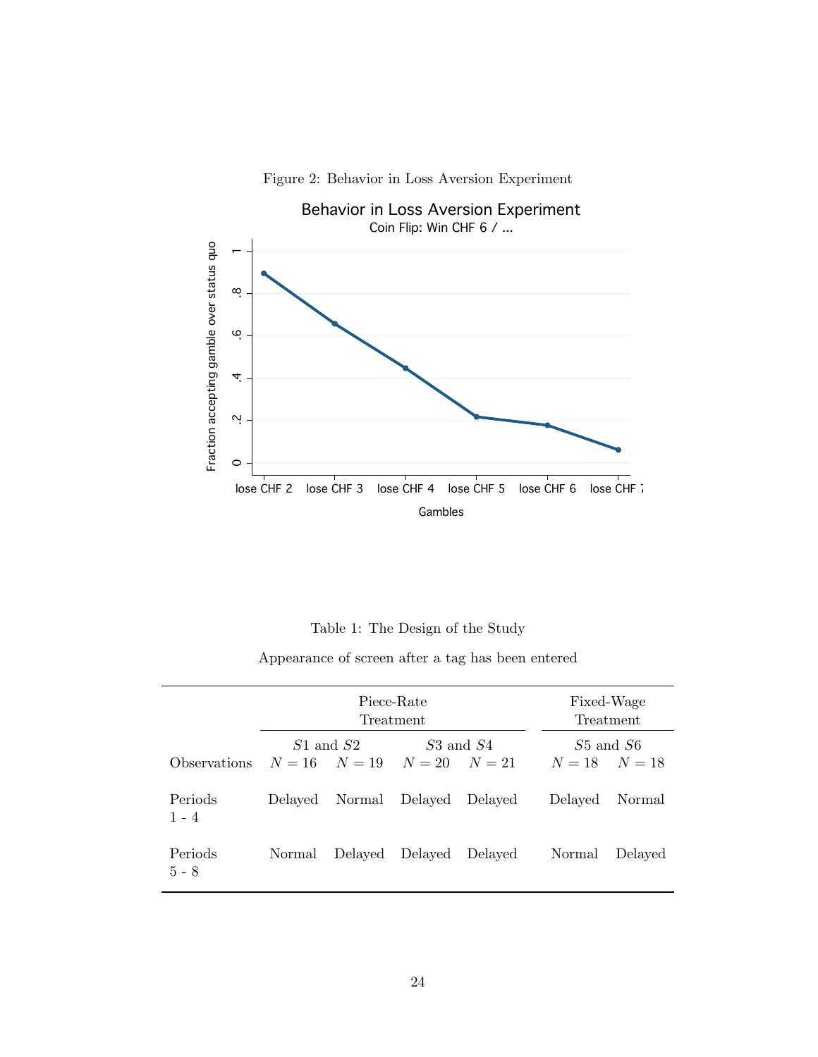Figure 2: Behavior in Loss Aversion Experiment

Behavior in Loss Aversion Experiment

Coin Flip: Win CHF 6 / ...

Fraction accepting gamble over status quo

0 .2 .4 .6 .8 1

lose CHF 2 lose CHF 3 lose CHF 4 lose CHF 5 lose CHF 6 lose CHF 7

Gambles

Table 1: The Design of the Study

Appearance of screen after a tag has been entered

| | Piece-Rate Treatment | | | | Fixed-Wage Treatment | |
|---|---|---|---|---|---|---|
| | $S1$ and $S2$ | | $S3$ and $S4$ | | $S5$ and $S6$ | |
| Observations | $N = 16$ | $N = 19$ | $N = 20$ | $N = 21$ | $N = 18$ | $N = 18$ |
| Periods 1 - 4 | Delayed | Normal | Delayed | Delayed | Delayed | Normal |
| Periods 5 - 8 | Normal | Delayed | Delayed | Delayed | Normal | Delayed |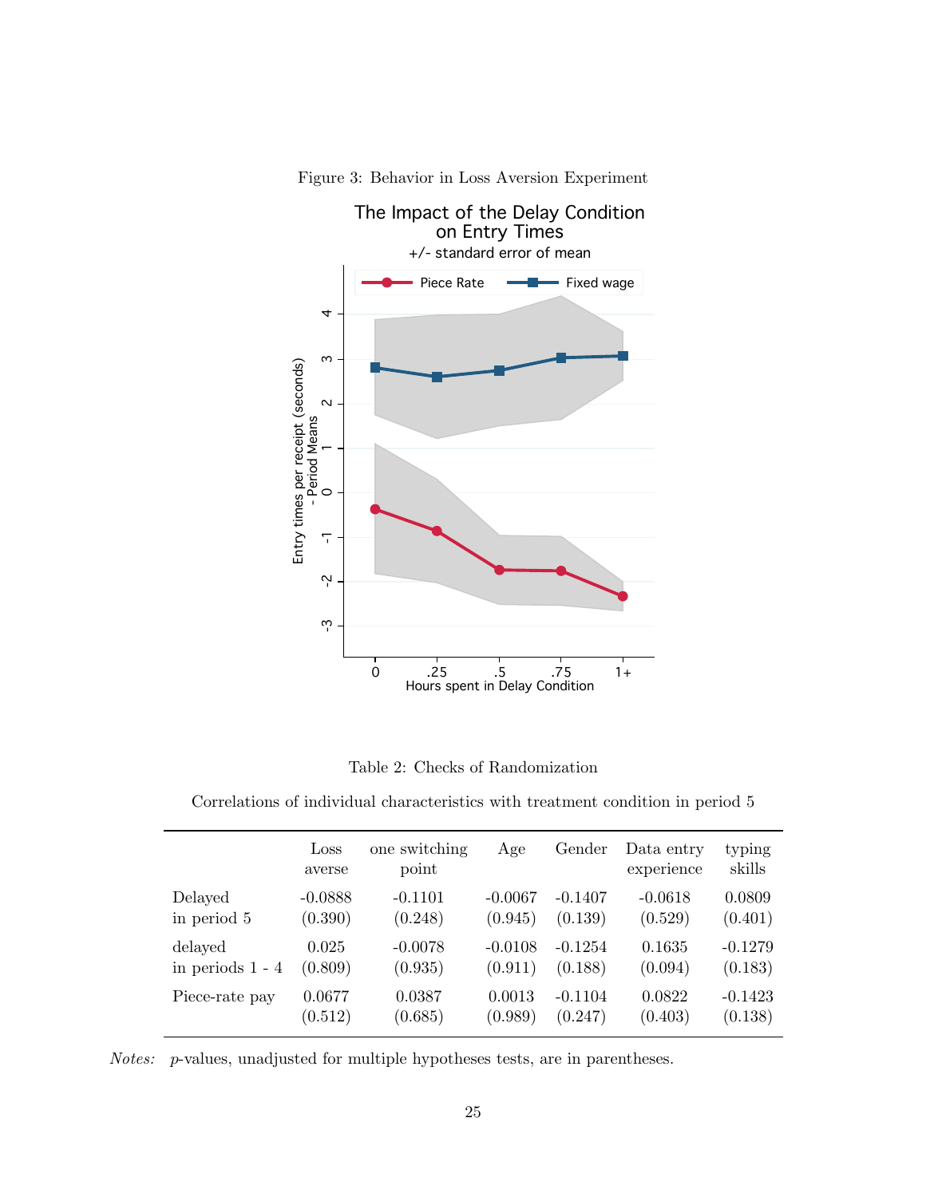Figure 3: Behavior in Loss Aversion Experiment

The Impact of the Delay Condition on Entry Times

+/- standard error of mean

Piece Rate

Fixed wage

Entry times per receipt (seconds) - Period Means

4
3
2
1
0
-1
-2
-3

0
.25
.5
.75
1+

Hours spent in Delay Condition

Table 2: Checks of Randomization

Correlations of individual characteristics with treatment condition in period 5

| | Loss averse | one switching point | Age | Gender | Data entry experience | typing skills |
|---|---|---|---|---|---|---|
| Delayed in period 5 | -0.0888 (0.390) | -0.1101 (0.248) | -0.0067 (0.945) | -0.1407 (0.139) | -0.0618 (0.529) | 0.0809 (0.401) |
| delayed in periods 1 - 4 | 0.025 (0.809) | -0.0078 (0.935) | -0.0108 (0.911) | -0.1254 (0.188) | 0.1635 (0.094) | -0.1279 (0.183) |
| Piece-rate pay | 0.0677 (0.512) | 0.0387 (0.685) | 0.0013 (0.989) | -0.1104 (0.247) | 0.0822 (0.403) | -0.1423 (0.138) |

*Notes:* $p$-values, unadjusted for multiple hypotheses tests, are in parentheses.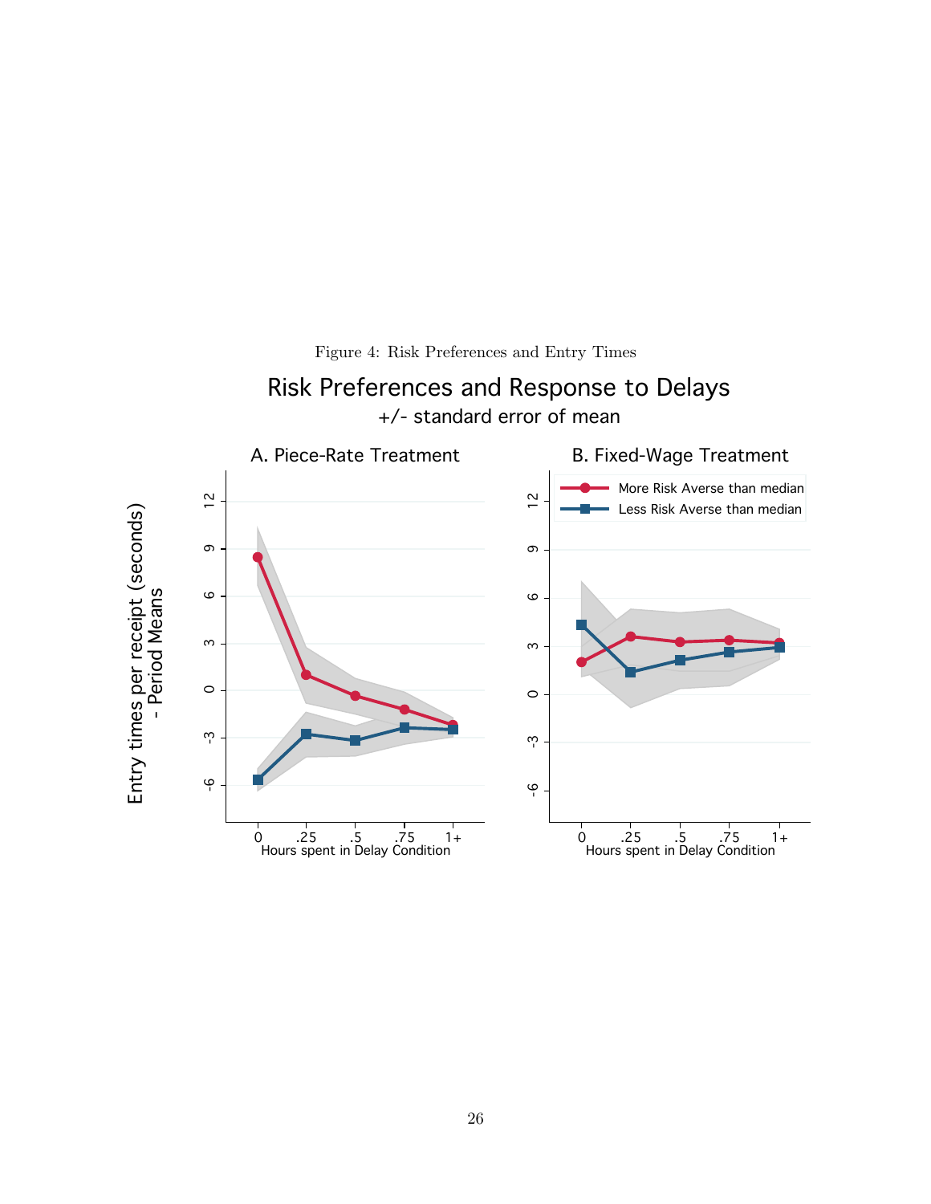Figure 4: Risk Preferences and Entry Times

Risk Preferences and Response to Delays

+/- standard error of mean

A. Piece-Rate Treatment

B. Fixed-Wage Treatment

More Risk Averse than median

Less Risk Averse than median

Entry times per receipt (seconds) - Period Means

12
9
6
3
0
-3
-6

0 .25 .5 .75 1+

Hours spent in Delay Condition

12
9
6
3
0
-3
-6

0 .25 .5 .75 1+

Hours spent in Delay Condition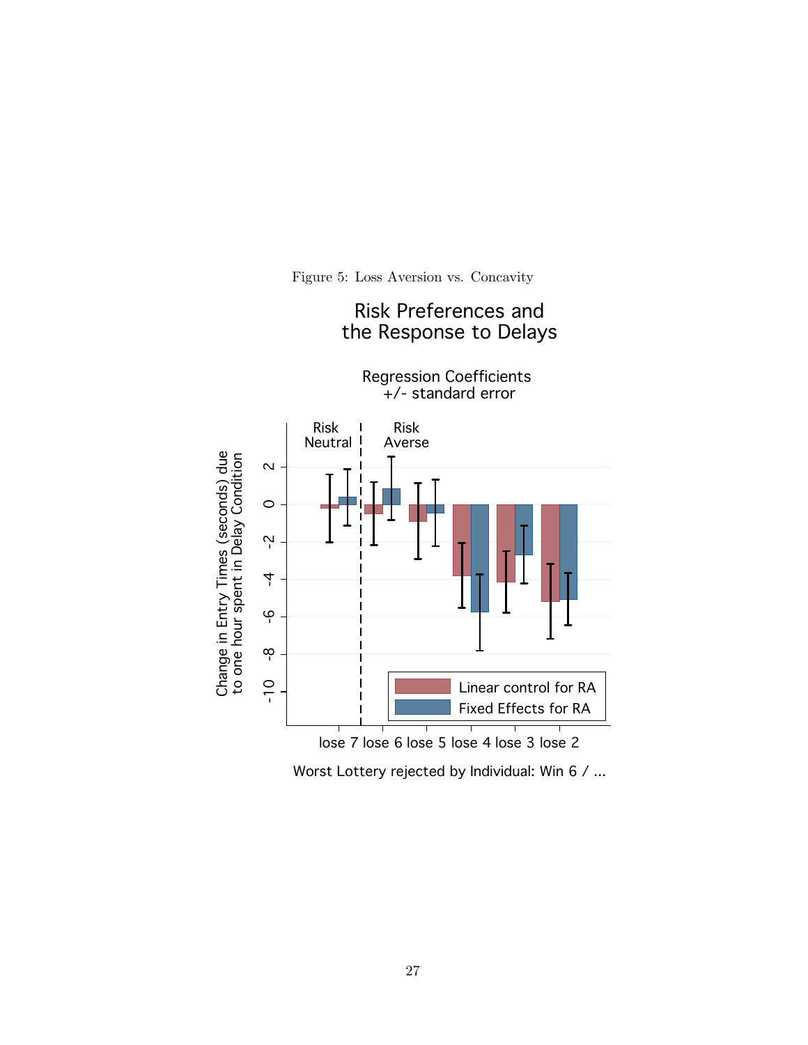Figure 5: Loss Aversion vs. Concavity

Risk Preferences and
the Response to Delays

Regression Coefficients
+/- standard error

Risk
Neutral

Risk
Averse

Change in Entry Times (seconds) due
to one hour spent in Delay Condition

2
0
-2
-4
-6
-8
-10

Linear control for RA
Fixed Effects for RA

lose 7 lose 6 lose 5 lose 4 lose 3 lose 2

Worst Lottery rejected by Individual: Win 6 / ...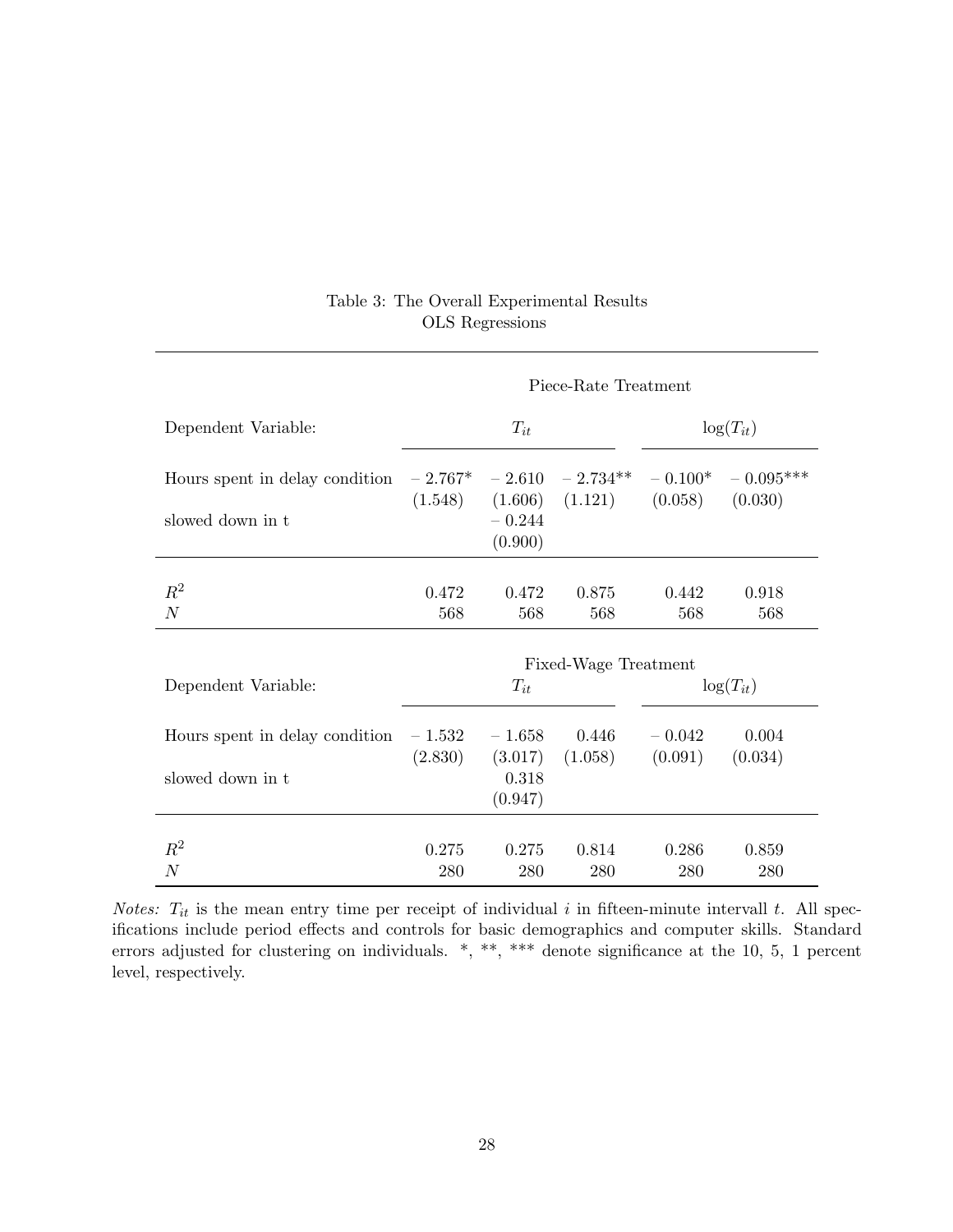Table 3: The Overall Experimental Results
OLS Regressions

| | Piece-Rate Treatment | | | | |
|---|---|---|---|---|---|
| Dependent Variable: | $T_{it}$ | | | $\log(T_{it})$ | |
| Hours spent in delay condition | – 2.767* | – 2.610 | – 2.734** | – 0.100* | – 0.095*** |
| | (1.548) | (1.606) | (1.121) | (0.058) | (0.030) |
| slowed down in t | | – 0.244 | | | |
| | | (0.900) | | | |
| $R^2$ | 0.472 | 0.472 | 0.875 | 0.442 | 0.918 |
| $N$ | 568 | 568 | 568 | 568 | 568 |
| | **Fixed-Wage Treatment** | | | | |
| Dependent Variable: | $T_{it}$ | | | $\log(T_{it})$ | |
| Hours spent in delay condition | – 1.532 | – 1.658 | 0.446 | – 0.042 | 0.004 |
| | (2.830) | (3.017) | (1.058) | (0.091) | (0.034) |
| slowed down in t | | 0.318 | | | |
| | | (0.947) | | | |
| $R^2$ | 0.275 | 0.275 | 0.814 | 0.286 | 0.859 |
| $N$ | 280 | 280 | 280 | 280 | 280 |

*Notes:* $T_{it}$ is the mean entry time per receipt of individual $i$ in fifteen-minute intervall $t$. All specifications include period effects and controls for basic demographics and computer skills. Standard errors adjusted for clustering on individuals. *, **, *** denote significance at the 10, 5, 1 percent level, respectively.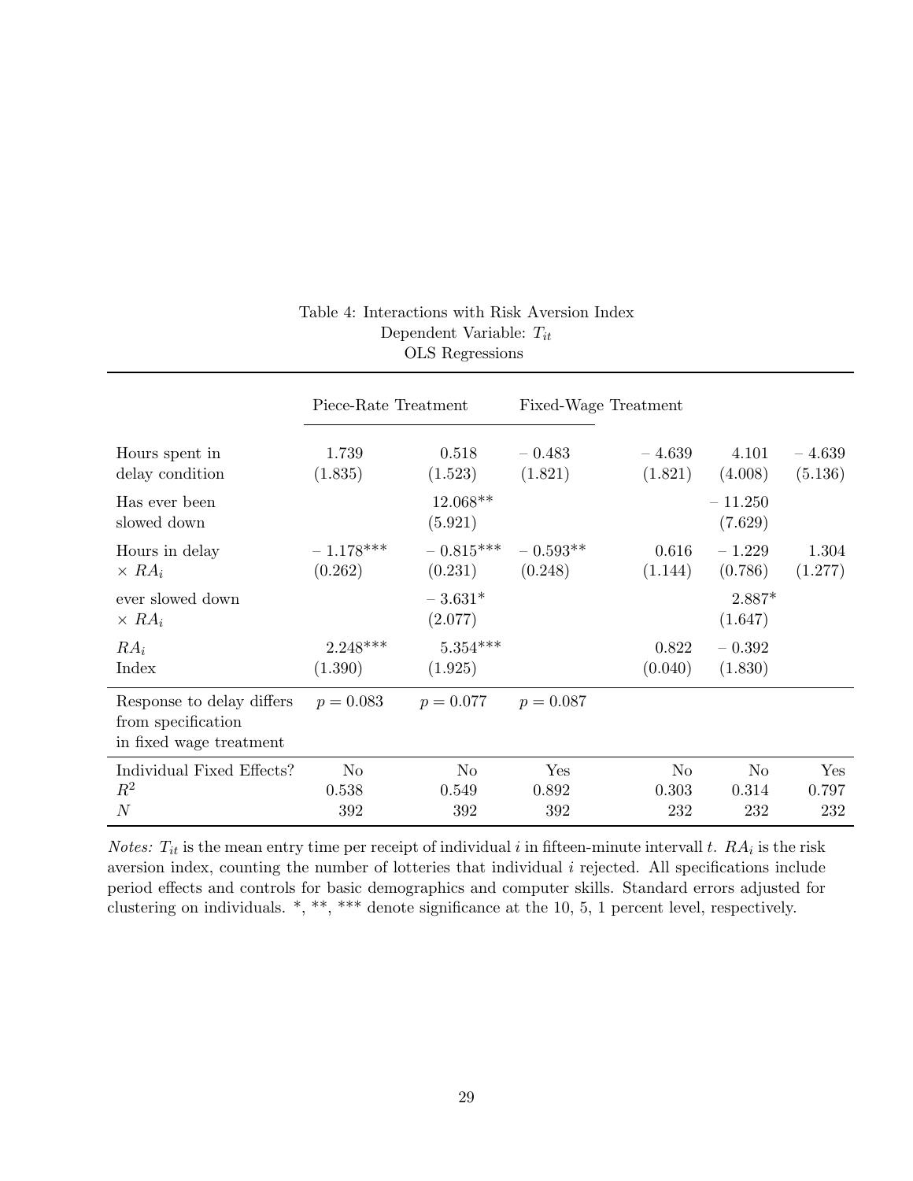Table 4: Interactions with Risk Aversion Index
Dependent Variable: $T_{it}$
OLS Regressions

| | Piece-Rate Treatment | | | Fixed-Wage Treatment | | |
|---|---|---|---|---|---|---|
| Hours spent in delay condition | 1.739 (1.835) | 0.518 (1.523) | − 0.483 (1.821) | − 4.639 (1.821) | 4.101 (4.008) | − 4.639 (5.136) |
| Has ever been slowed down | | 12.068** (5.921) | | | − 11.250 (7.629) | |
| Hours in delay $\times RA_i$ | − 1.178*** (0.262) | − 0.815*** (0.231) | − 0.593** (0.248) | 0.616 (1.144) | − 1.229 (0.786) | 1.304 (1.277) |
| ever slowed down $\times RA_i$ | | − 3.631* (2.077) | | | 2.887* (1.647) | |
| $RA_i$ Index | 2.248*** (1.390) | 5.354*** (1.925) | | 0.822 (0.040) | − 0.392 (1.830) | |
| Response to delay differs from specification in fixed wage treatment | $p = 0.083$ | $p = 0.077$ | $p = 0.087$ | | | |
| Individual Fixed Effects? | No | No | Yes | No | No | Yes |
| $R^2$ | 0.538 | 0.549 | 0.892 | 0.303 | 0.314 | 0.797 |
| $N$ | 392 | 392 | 392 | 232 | 232 | 232 |

*Notes:* $T_{it}$ is the mean entry time per receipt of individual $i$ in fifteen-minute intervall $t$. $RA_i$ is the risk aversion index, counting the number of lotteries that individual $i$ rejected. All specifications include period effects and controls for basic demographics and computer skills. Standard errors adjusted for clustering on individuals. *, **, *** denote significance at the 10, 5, 1 percent level, respectively.